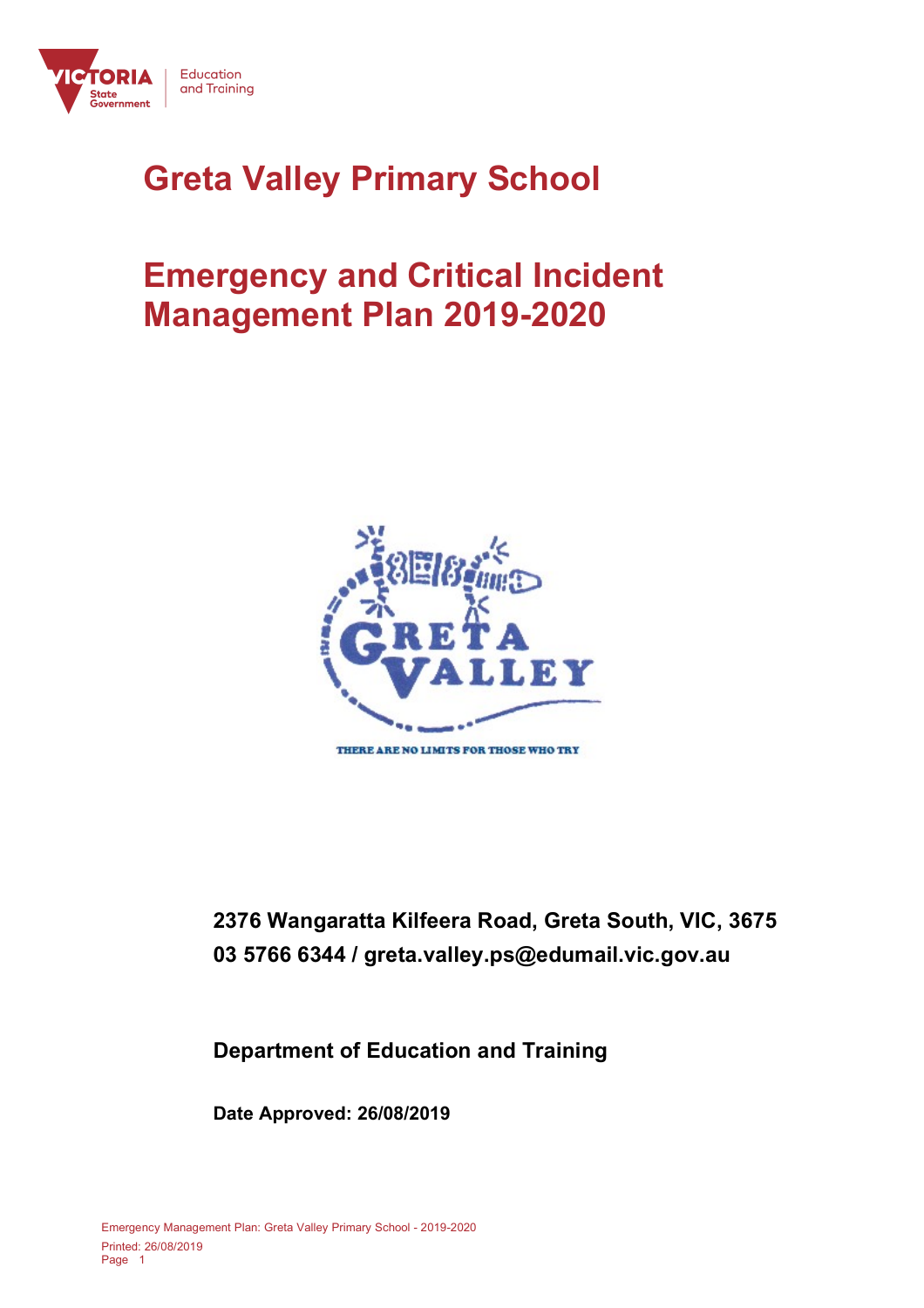# Greta Valley Primary School

# Emergency and Critical Incident Management Plan 2019-2020

THERE ARE NO LIMITS FOR THOSE WHO TRY

**2376 Wangaratta Kilfeera Road, Greta South, VIC, 3675**

**03 5766 6344 / greta.valley.ps@edumail.vic.gov.au**

**Department of Education and Training**

**Date Approved: 26/08/2019**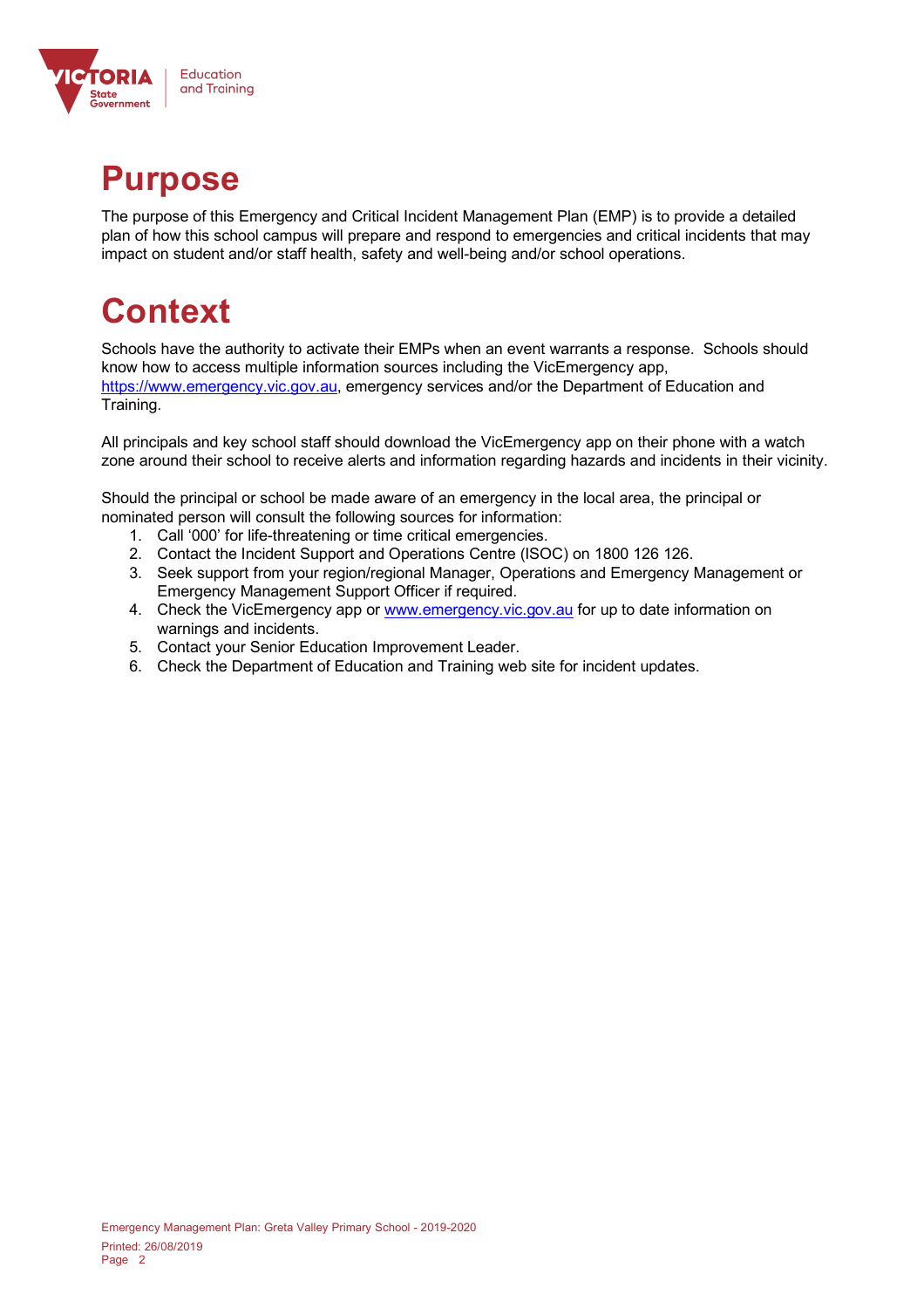# Purpose

The purpose of this Emergency and Critical Incident Management Plan (EMP) is to provide a detailed plan of how this school campus will prepare and respond to emergencies and critical incidents that may impact on student and/or staff health, safety and well-being and/or school operations.

# Context

Schools have the authority to activate their EMPs when an event warrants a response. Schools should know how to access multiple information sources including the VicEmergency app, https://www.emergency.vic.gov.au, emergency services and/or the Department of Education and Training.

All principals and key school staff should download the VicEmergency app on their phone with a watch zone around their school to receive alerts and information regarding hazards and incidents in their vicinity.

Should the principal or school be made aware of an emergency in the local area, the principal or nominated person will consult the following sources for information:

1. Call '000' for life-threatening or time critical emergencies.
2. Contact the Incident Support and Operations Centre (ISOC) on 1800 126 126.
3. Seek support from your region/regional Manager, Operations and Emergency Management or Emergency Management Support Officer if required.
4. Check the VicEmergency app or www.emergency.vic.gov.au for up to date information on warnings and incidents.
5. Contact your Senior Education Improvement Leader.
6. Check the Department of Education and Training web site for incident updates.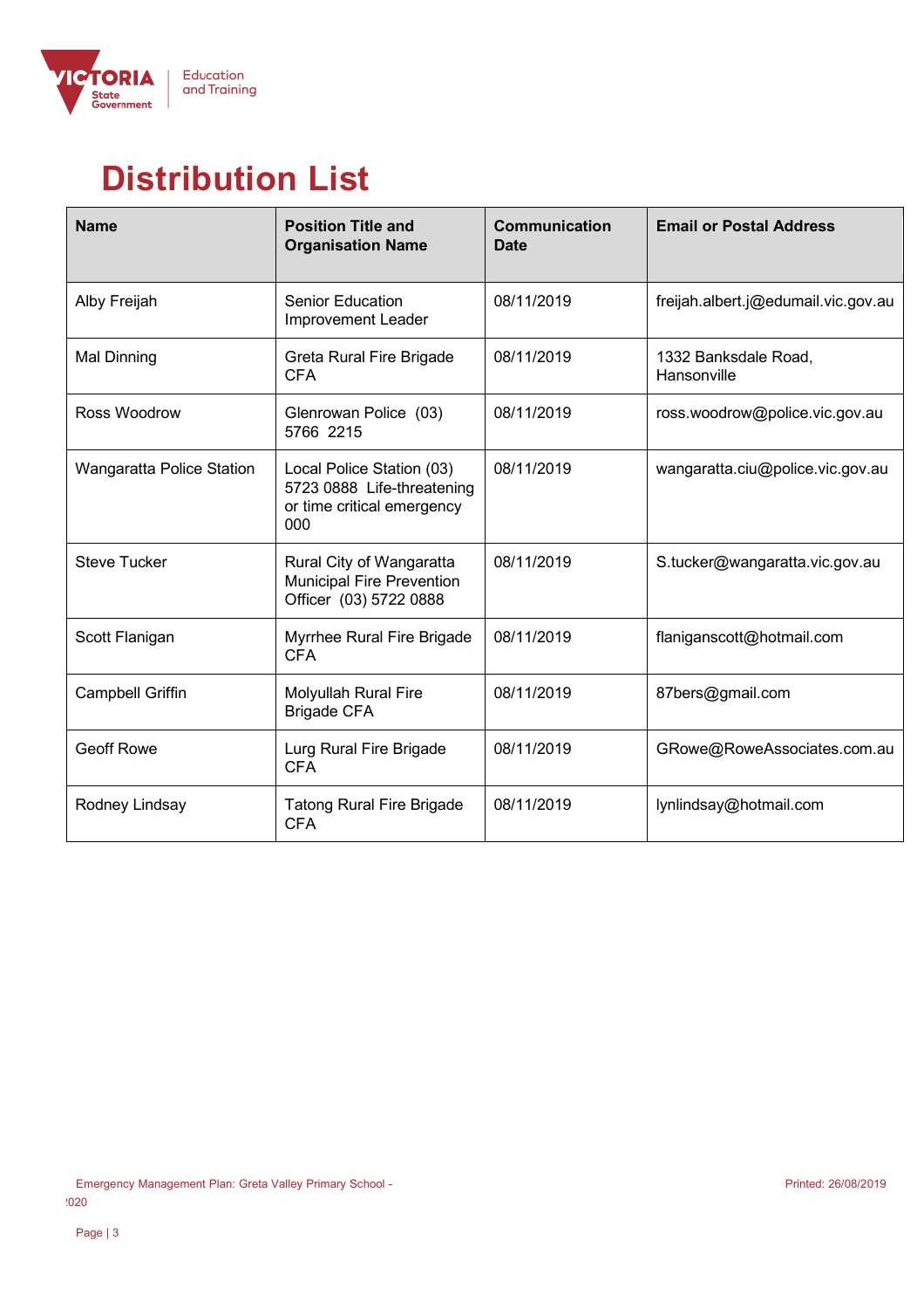# Distribution List

| Name | Position Title and Organisation Name | Communication Date | Email or Postal Address |
|---|---|---|---|
| Alby Freijah | Senior Education Improvement Leader | 08/11/2019 | freijah.albert.j@edumail.vic.gov.au |
| Mal Dinning | Greta Rural Fire Brigade CFA | 08/11/2019 | 1332 Banksdale Road, Hansonville |
| Ross Woodrow | Glenrowan Police (03) 5766 2215 | 08/11/2019 | ross.woodrow@police.vic.gov.au |
| Wangaratta Police Station | Local Police Station (03) 5723 0888 Life-threatening or time critical emergency 000 | 08/11/2019 | wangaratta.ciu@police.vic.gov.au |
| Steve Tucker | Rural City of Wangaratta Municipal Fire Prevention Officer (03) 5722 0888 | 08/11/2019 | S.tucker@wangaratta.vic.gov.au |
| Scott Flanigan | Myrrhee Rural Fire Brigade CFA | 08/11/2019 | flaniganscott@hotmail.com |
| Campbell Griffin | Molyullah Rural Fire Brigade CFA | 08/11/2019 | 87bers@gmail.com |
| Geoff Rowe | Lurg Rural Fire Brigade CFA | 08/11/2019 | GRowe@RoweAssociates.com.au |
| Rodney Lindsay | Tatong Rural Fire Brigade CFA | 08/11/2019 | lynlindsay@hotmail.com |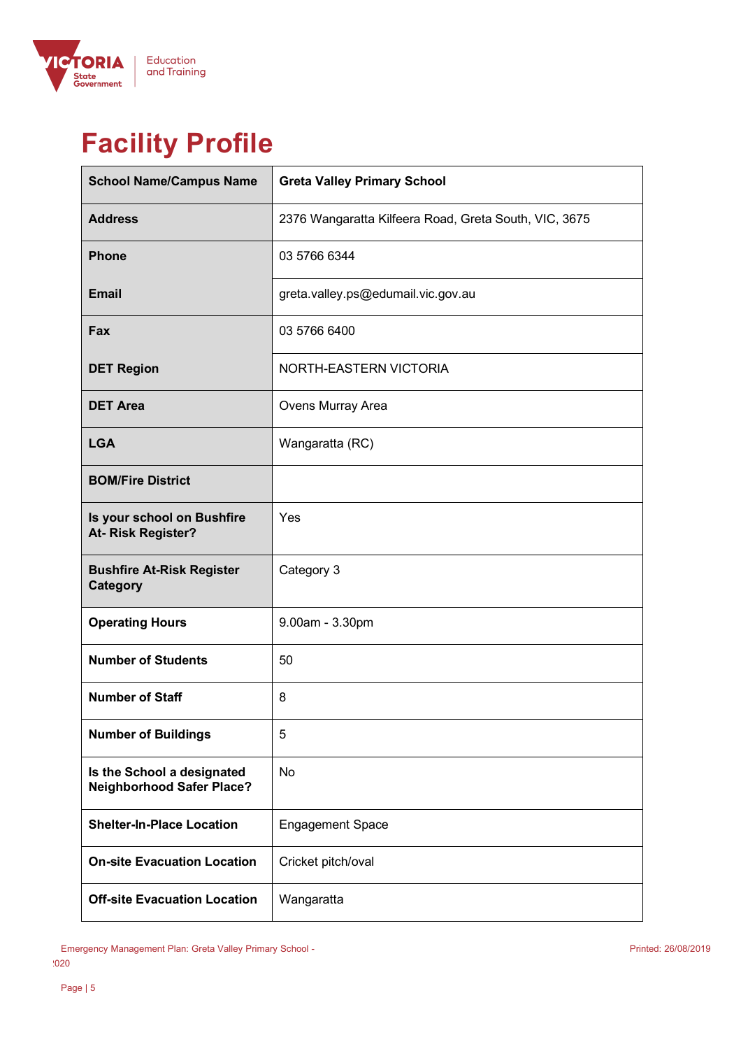# Facility Profile

| School Name/Campus Name | Greta Valley Primary School |
|---|---|
| Address | 2376 Wangaratta Kilfeera Road, Greta South, VIC, 3675 |
| Phone | 03 5766 6344 |
| Email | greta.valley.ps@edumail.vic.gov.au |
| Fax | 03 5766 6400 |
| DET Region | NORTH-EASTERN VICTORIA |
| DET Area | Ovens Murray Area |
| LGA | Wangaratta (RC) |
| BOM/Fire District | |
| Is your school on Bushfire At- Risk Register? | Yes |
| Bushfire At-Risk Register Category | Category 3 |
| Operating Hours | 9.00am - 3.30pm |
| Number of Students | 50 |
| Number of Staff | 8 |
| Number of Buildings | 5 |
| Is the School a designated Neighborhood Safer Place? | No |
| Shelter-In-Place Location | Engagement Space |
| On-site Evacuation Location | Cricket pitch/oval |
| Off-site Evacuation Location | Wangaratta |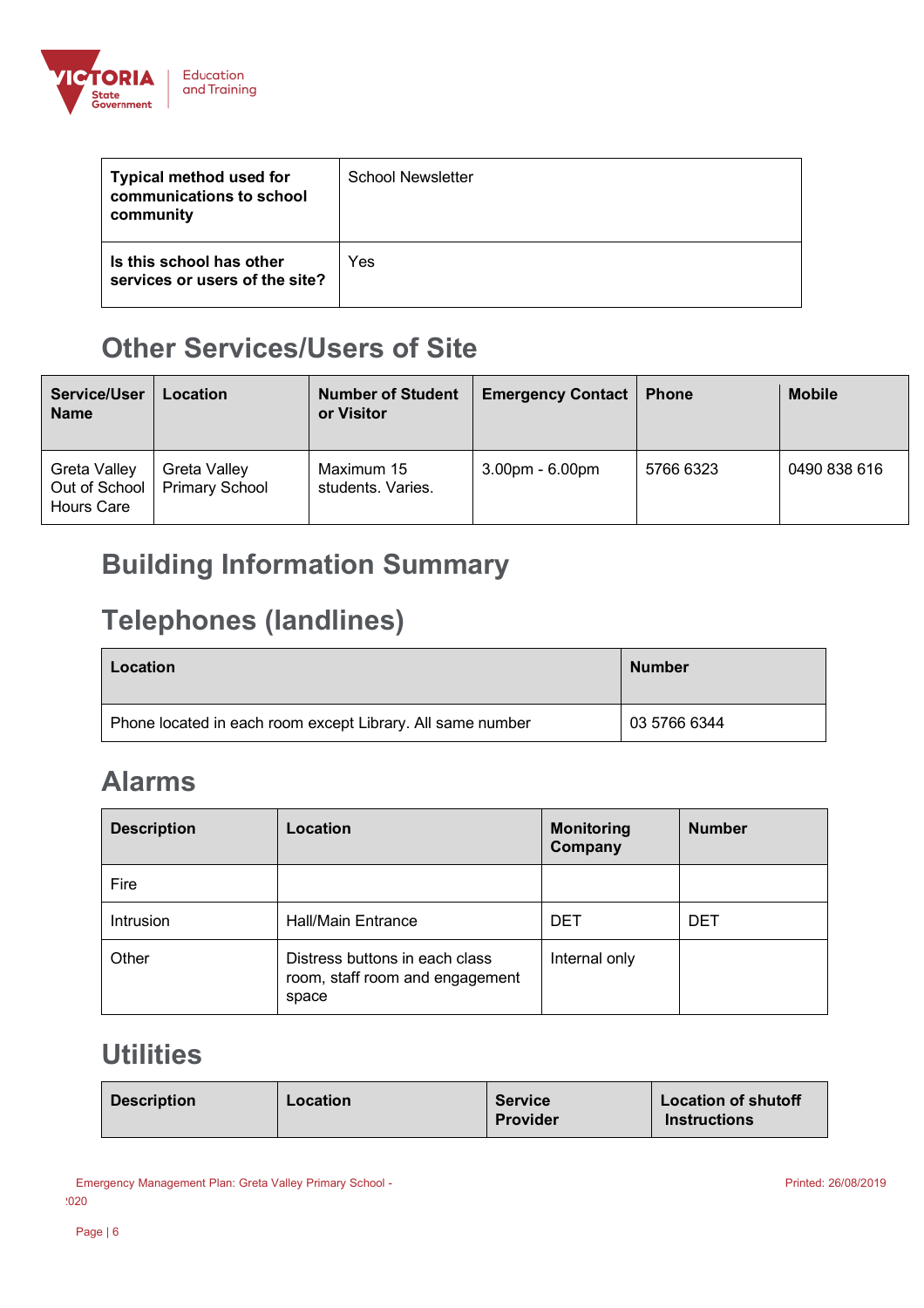| **Typical method used for communications to school community** | School Newsletter |
|---|---|
| **Is this school has other services or users of the site?** | Yes |

## Other Services/Users of Site

| Service/User Name | Location | Number of Student or Visitor | Emergency Contact | Phone | Mobile |
|---|---|---|---|---|---|
| Greta Valley Out of School Hours Care | Greta Valley Primary School | Maximum 15 students. Varies. | 3.00pm - 6.00pm | 5766 6323 | 0490 838 616 |

## Building Information Summary

## Telephones (landlines)

| Location | Number |
|---|---|
| Phone located in each room except Library. All same number | 03 5766 6344 |

## Alarms

| Description | Location | Monitoring Company | Number |
|---|---|---|---|
| Fire | | | |
| Intrusion | Hall/Main Entrance | DET | DET |
| Other | Distress buttons in each class room, staff room and engagement space | Internal only | |

## Utilities

| Description | Location | Service Provider | Location of shutoff Instructions |
|---|---|---|---|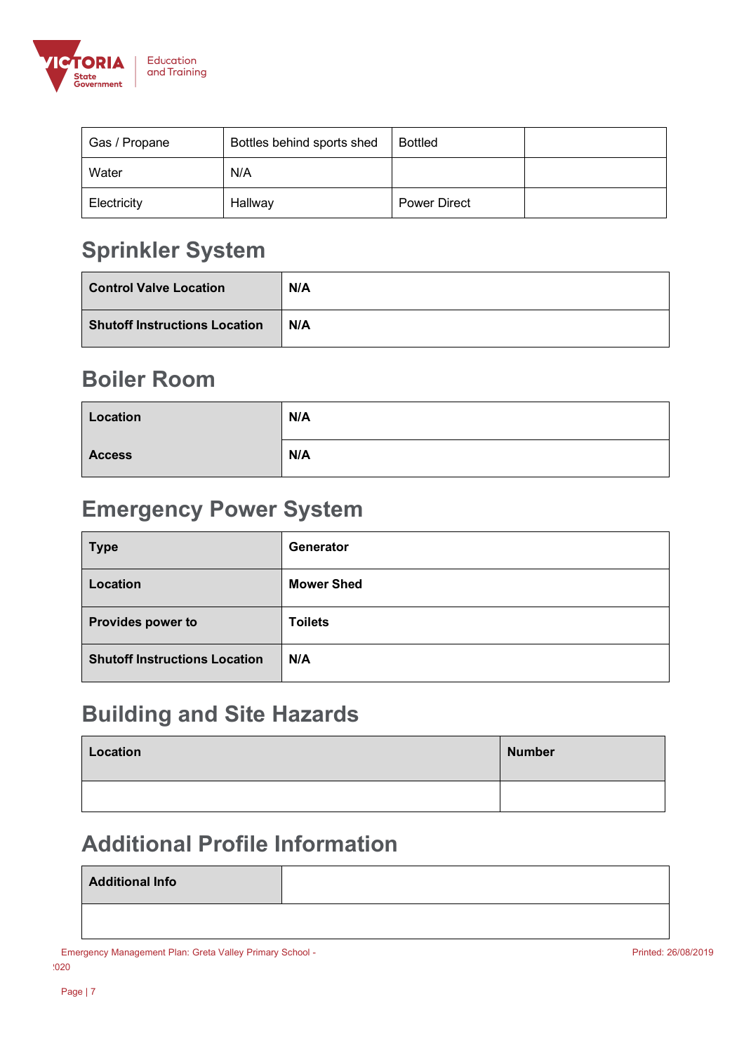| Gas / Propane | Bottles behind sports shed | Bottled | |
|---|---|---|---|
| Water | N/A | | |
| Electricity | Hallway | Power Direct | |

## Sprinkler System

| **Control Valve Location** | **N/A** |
|---|---|
| **Shutoff Instructions Location** | **N/A** |

## Boiler Room

| **Location** | **N/A** |
|---|---|
| **Access** | **N/A** |

## Emergency Power System

| **Type** | **Generator** |
|---|---|
| **Location** | **Mower Shed** |
| **Provides power to** | **Toilets** |
| **Shutoff Instructions Location** | **N/A** |

## Building and Site Hazards

| **Location** | **Number** |
|---|---|
| | |

## Additional Profile Information

| **Additional Info** | |
|---|---|
| | |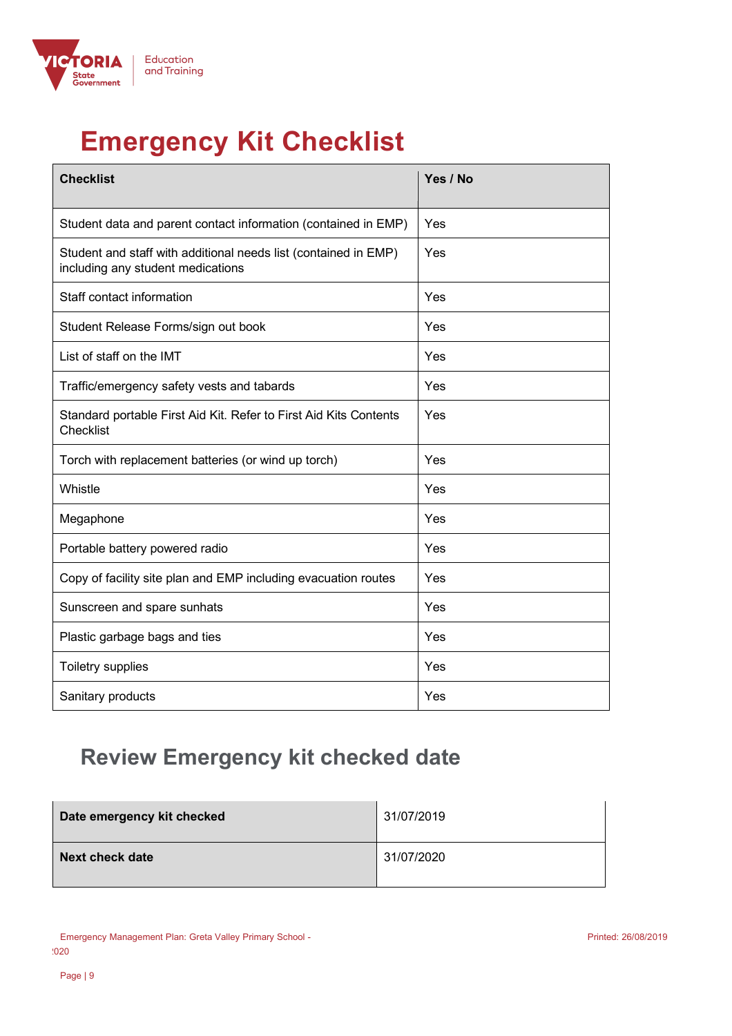# Emergency Kit Checklist

| Checklist | Yes / No |
|---|---|
| Student data and parent contact information (contained in EMP) | Yes |
| Student and staff with additional needs list (contained in EMP) including any student medications | Yes |
| Staff contact information | Yes |
| Student Release Forms/sign out book | Yes |
| List of staff on the IMT | Yes |
| Traffic/emergency safety vests and tabards | Yes |
| Standard portable First Aid Kit. Refer to First Aid Kits Contents Checklist | Yes |
| Torch with replacement batteries (or wind up torch) | Yes |
| Whistle | Yes |
| Megaphone | Yes |
| Portable battery powered radio | Yes |
| Copy of facility site plan and EMP including evacuation routes | Yes |
| Sunscreen and spare sunhats | Yes |
| Plastic garbage bags and ties | Yes |
| Toiletry supplies | Yes |
| Sanitary products | Yes |

## Review Emergency kit checked date

| | |
|---|---|
| **Date emergency kit checked** | 31/07/2019 |
| **Next check date** | 31/07/2020 |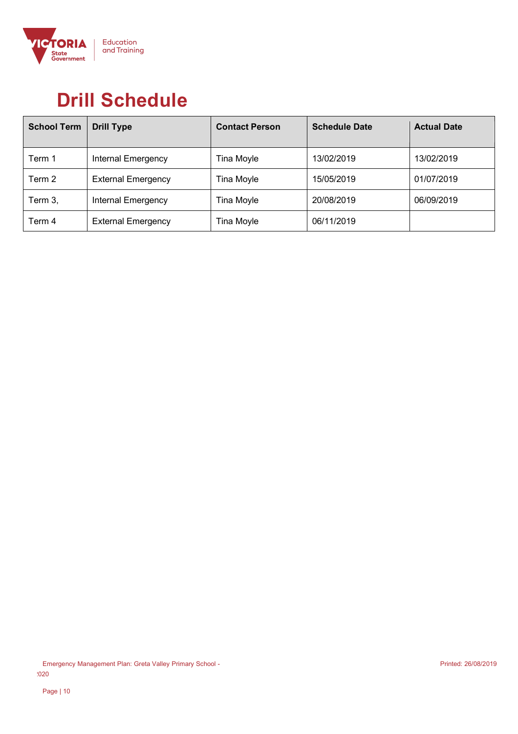# Drill Schedule

| School Term | Drill Type | Contact Person | Schedule Date | Actual Date |
|---|---|---|---|---|
| Term 1 | Internal Emergency | Tina Moyle | 13/02/2019 | 13/02/2019 |
| Term 2 | External Emergency | Tina Moyle | 15/05/2019 | 01/07/2019 |
| Term 3, | Internal Emergency | Tina Moyle | 20/08/2019 | 06/09/2019 |
| Term 4 | External Emergency | Tina Moyle | 06/11/2019 | |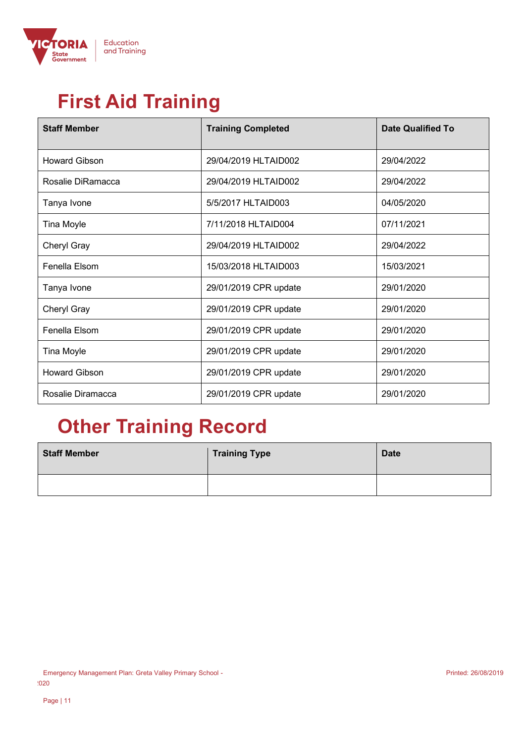# First Aid Training

| Staff Member | Training Completed | Date Qualified To |
|---|---|---|
| Howard Gibson | 29/04/2019 HLTAID002 | 29/04/2022 |
| Rosalie DiRamacca | 29/04/2019 HLTAID002 | 29/04/2022 |
| Tanya Ivone | 5/5/2017 HLTAID003 | 04/05/2020 |
| Tina Moyle | 7/11/2018 HLTAID004 | 07/11/2021 |
| Cheryl Gray | 29/04/2019 HLTAID002 | 29/04/2022 |
| Fenella Elsom | 15/03/2018 HLTAID003 | 15/03/2021 |
| Tanya Ivone | 29/01/2019 CPR update | 29/01/2020 |
| Cheryl Gray | 29/01/2019 CPR update | 29/01/2020 |
| Fenella Elsom | 29/01/2019 CPR update | 29/01/2020 |
| Tina Moyle | 29/01/2019 CPR update | 29/01/2020 |
| Howard Gibson | 29/01/2019 CPR update | 29/01/2020 |
| Rosalie Diramacca | 29/01/2019 CPR update | 29/01/2020 |

# Other Training Record

| Staff Member | Training Type | Date |
|---|---|---|
| | | |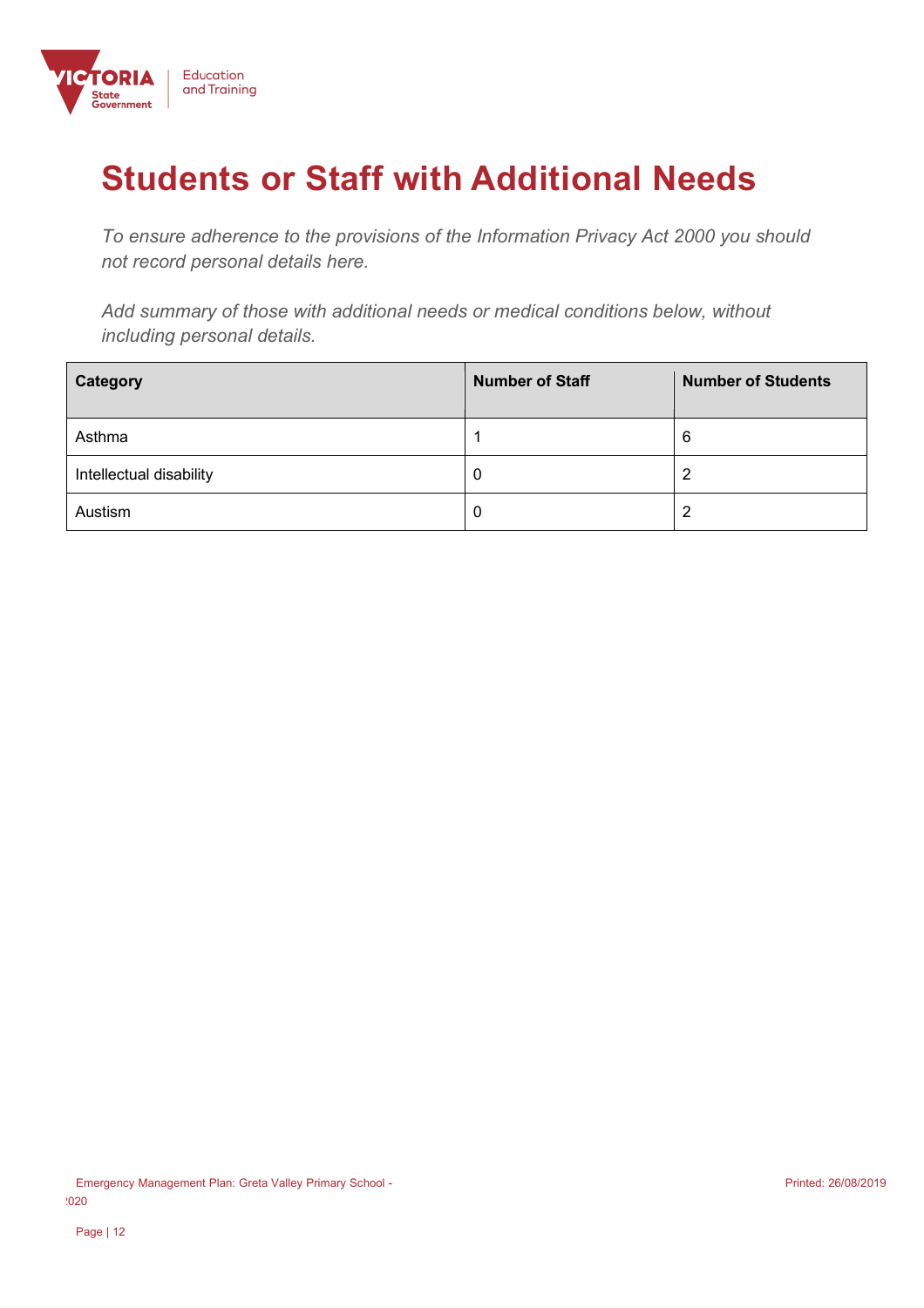# Students or Staff with Additional Needs

*To ensure adherence to the provisions of the Information Privacy Act 2000 you should not record personal details here.*

*Add summary of those with additional needs or medical conditions below, without including personal details.*

| Category | Number of Staff | Number of Students |
|---|---|---|
| Asthma | 1 | 6 |
| Intellectual disability | 0 | 2 |
| Austism | 0 | 2 |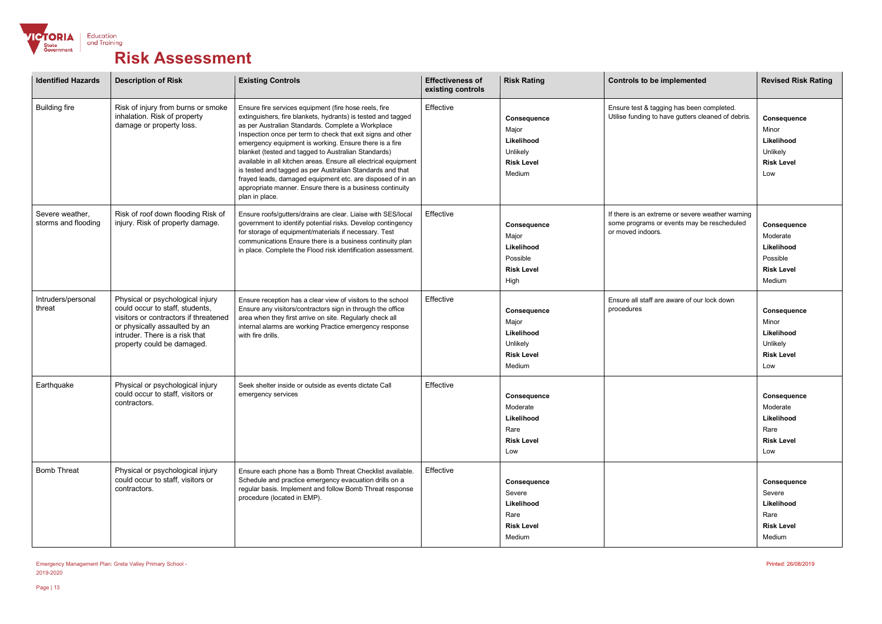# Risk Assessment

| Identified Hazards | Description of Risk | Existing Controls | Effectiveness of existing controls | Risk Rating | Controls to be implemented | Revised Risk Rating |
|---|---|---|---|---|---|---|
| Building fire | Risk of injury from burns or smoke inhalation. Risk of property damage or property loss. | Ensure fire services equipment (fire hose reels, fire extinguishers, fire blankets, hydrants) is tested and tagged as per Australian Standards. Complete a Workplace Inspection once per term to check that exit signs and other emergency equipment is working. Ensure there is a fire blanket (tested and tagged to Australian Standards) available in all kitchen areas. Ensure all electrical equipment is tested and tagged as per Australian Standards and that frayed leads, damaged equipment etc. are disposed of in an appropriate manner. Ensure there is a business continuity plan in place. | Effective | **Consequence** Major **Likelihood** Unlikely **Risk Level** Medium | Ensure test & tagging has been completed. Utilise funding to have gutters cleaned of debris. | **Consequence** Minor **Likelihood** Unlikely **Risk Level** Low |
| Severe weather, storms and flooding | Risk of roof down flooding Risk of injury. Risk of property damage. | Ensure roofs/gutters/drains are clear. Liaise with SES/local government to identify potential risks. Develop contingency for storage of equipment/materials if necessary. Test communications Ensure there is a business continuity plan in place. Complete the Flood risk identification assessment. | Effective | **Consequence** Major **Likelihood** Possible **Risk Level** High | If there is an extreme or severe weather warning some programs or events may be rescheduled or moved indoors. | **Consequence** Moderate **Likelihood** Possible **Risk Level** Medium |
| Intruders/personal threat | Physical or psychological injury could occur to staff, students, visitors or contractors if threatened or physically assaulted by an intruder. There is a risk that property could be damaged. | Ensure reception has a clear view of visitors to the school Ensure any visitors/contractors sign in through the office area when they first arrive on site. Regularly check all internal alarms are working Practice emergency response with fire drills. | Effective | **Consequence** Major **Likelihood** Unlikely **Risk Level** Medium | Ensure all staff are aware of our lock down procedures | **Consequence** Minor **Likelihood** Unlikely **Risk Level** Low |
| Earthquake | Physical or psychological injury could occur to staff, visitors or contractors. | Seek shelter inside or outside as events dictate Call emergency services | Effective | **Consequence** Moderate **Likelihood** Rare **Risk Level** Low | | **Consequence** Moderate **Likelihood** Rare **Risk Level** Low |
| Bomb Threat | Physical or psychological injury could occur to staff, visitors or contractors. | Ensure each phone has a Bomb Threat Checklist available. Schedule and practice emergency evacuation drills on a regular basis. Implement and follow Bomb Threat response procedure (located in EMP). | Effective | **Consequence** Severe **Likelihood** Rare **Risk Level** Medium | | **Consequence** Severe **Likelihood** Rare **Risk Level** Medium |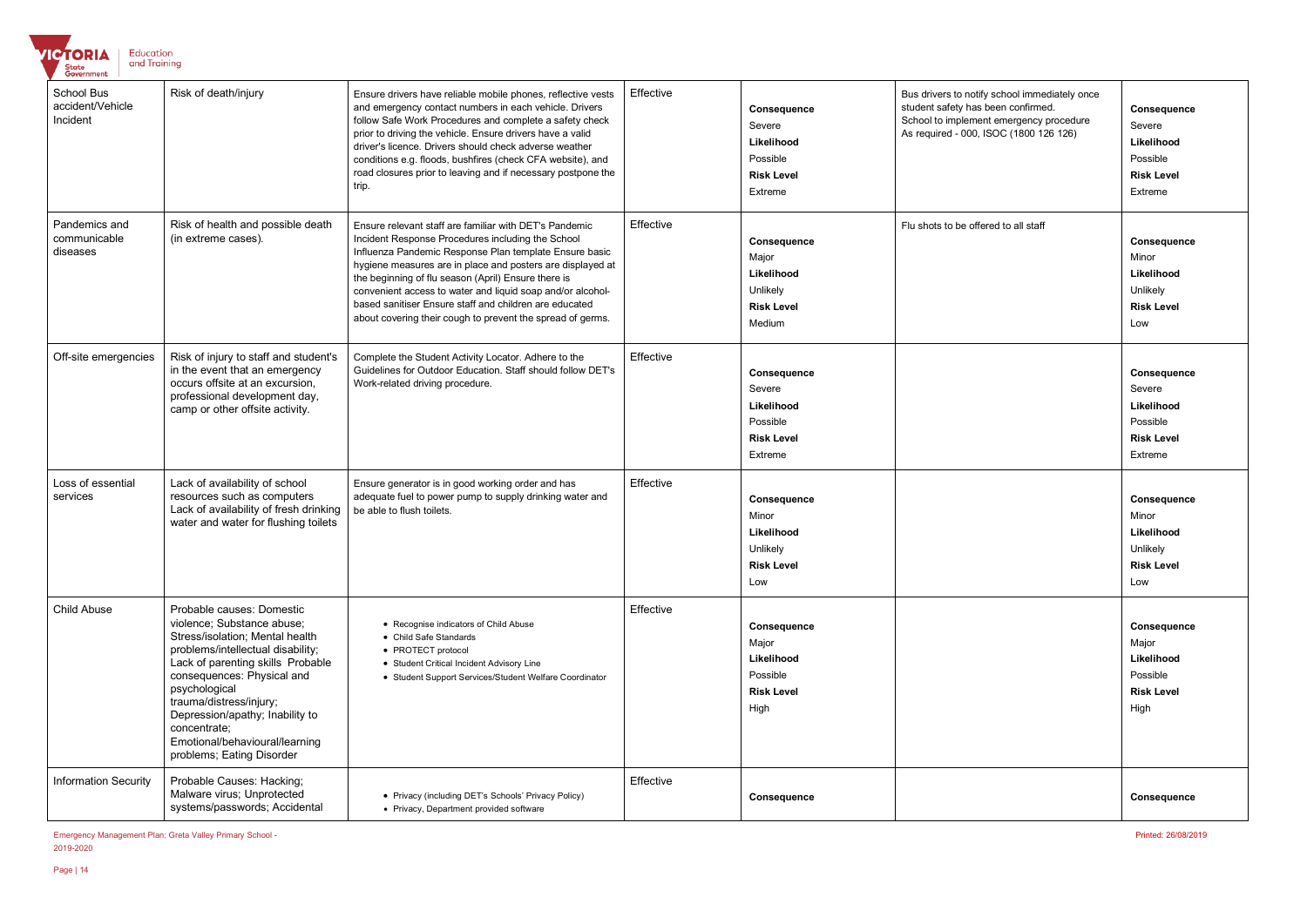| School Bus accident/Vehicle Incident | Risk of death/injury | Ensure drivers have reliable mobile phones, reflective vests and emergency contact numbers in each vehicle. Drivers follow Safe Work Procedures and complete a safety check prior to driving the vehicle. Ensure drivers have a valid driver's licence. Drivers should check adverse weather conditions e.g. floods, bushfires (check CFA website), and road closures prior to leaving and if necessary postpone the trip. | Effective | **Consequence** Severe **Likelihood** Possible **Risk Level** Extreme | Bus drivers to notify school immediately once student safety has been confirmed. School to implement emergency procedure As required - 000, ISOC (1800 126 126) | **Consequence** Severe **Likelihood** Possible **Risk Level** Extreme |
|---|---|---|---|---|---|---|
| Pandemics and communicable diseases | Risk of health and possible death (in extreme cases). | Ensure relevant staff are familiar with DET's Pandemic Incident Response Procedures including the School Influenza Pandemic Response Plan template Ensure basic hygiene measures are in place and posters are displayed at the beginning of flu season (April) Ensure there is convenient access to water and liquid soap and/or alcohol-based sanitiser Ensure staff and children are educated about covering their cough to prevent the spread of germs. | Effective | **Consequence** Major **Likelihood** Unlikely **Risk Level** Medium | Flu shots to be offered to all staff | **Consequence** Minor **Likelihood** Unlikely **Risk Level** Low |
| Off-site emergencies | Risk of injury to staff and student's in the event that an emergency occurs offsite at an excursion, professional development day, camp or other offsite activity. | Complete the Student Activity Locator. Adhere to the Guidelines for Outdoor Education. Staff should follow DET's Work-related driving procedure. | Effective | **Consequence** Severe **Likelihood** Possible **Risk Level** Extreme | | **Consequence** Severe **Likelihood** Possible **Risk Level** Extreme |
| Loss of essential services | Lack of availability of school resources such as computers Lack of availability of fresh drinking water and water for flushing toilets | Ensure generator is in good working order and has adequate fuel to power pump to supply drinking water and be able to flush toilets. | Effective | **Consequence** Minor **Likelihood** Unlikely **Risk Level** Low | | **Consequence** Minor **Likelihood** Unlikely **Risk Level** Low |
| Child Abuse | Probable causes: Domestic violence; Substance abuse; Stress/isolation; Mental health problems/intellectual disability; Lack of parenting skills Probable consequences: Physical and psychological trauma/distress/injury; Depression/apathy; Inability to concentrate; Emotional/behavioural/learning problems; Eating Disorder | • Recognise indicators of Child Abuse<br>• Child Safe Standards<br>• PROTECT protocol<br>• Student Critical Incident Advisory Line<br>• Student Support Services/Student Welfare Coordinator | Effective | **Consequence** Major **Likelihood** Possible **Risk Level** High | | **Consequence** Major **Likelihood** Possible **Risk Level** High |
| Information Security | Probable Causes: Hacking; Malware virus; Unprotected systems/passwords; Accidental | • Privacy (including DET's Schools' Privacy Policy)<br>• Privacy, Department provided software | Effective | **Consequence** | | **Consequence** |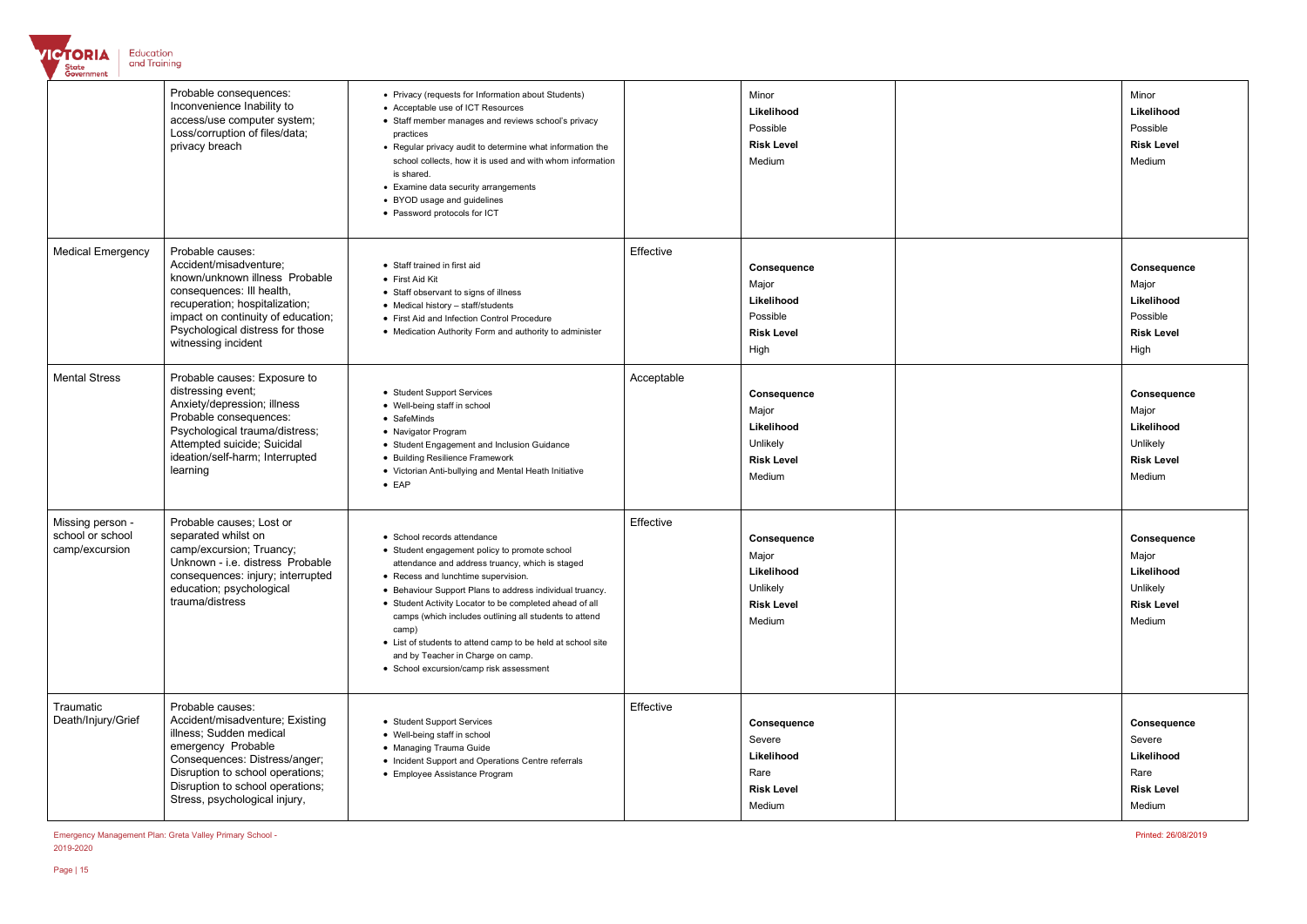| | | | | | | |
|---|---|---|---|---|---|---|
| | Probable consequences: Inconvenience Inability to access/use computer system; Loss/corruption of files/data; privacy breach | • Privacy (requests for Information about Students)<br>• Acceptable use of ICT Resources<br>• Staff member manages and reviews school's privacy practices<br>• Regular privacy audit to determine what information the school collects, how it is used and with whom information is shared.<br>• Examine data security arrangements<br>• BYOD usage and guidelines<br>• Password protocols for ICT | | Minor<br>**Likelihood**<br>Possible<br>**Risk Level**<br>Medium | | Minor<br>**Likelihood**<br>Possible<br>**Risk Level**<br>Medium |
| Medical Emergency | Probable causes: Accident/misadventure; known/unknown illness Probable consequences: Ill health, recuperation; hospitalization; impact on continuity of education; Psychological distress for those witnessing incident | • Staff trained in first aid<br>• First Aid Kit<br>• Staff observant to signs of illness<br>• Medical history – staff/students<br>• First Aid and Infection Control Procedure<br>• Medication Authority Form and authority to administer | Effective | **Consequence**<br>Major<br>**Likelihood**<br>Possible<br>**Risk Level**<br>High | | **Consequence**<br>Major<br>**Likelihood**<br>Possible<br>**Risk Level**<br>High |
| Mental Stress | Probable causes: Exposure to distressing event; Anxiety/depression; illness Probable consequences: Psychological trauma/distress; Attempted suicide; Suicidal ideation/self-harm; Interrupted learning | • Student Support Services<br>• Well-being staff in school<br>• SafeMinds<br>• Navigator Program<br>• Student Engagement and Inclusion Guidance<br>• Building Resilience Framework<br>• Victorian Anti-bullying and Mental Heath Initiative<br>• EAP | Acceptable | **Consequence**<br>Major<br>**Likelihood**<br>Unlikely<br>**Risk Level**<br>Medium | | **Consequence**<br>Major<br>**Likelihood**<br>Unlikely<br>**Risk Level**<br>Medium |
| Missing person - school or school camp/excursion | Probable causes; Lost or separated whilst on camp/excursion; Truancy; Unknown - i.e. distress Probable consequences: injury; interrupted education; psychological trauma/distress | • School records attendance<br>• Student engagement policy to promote school attendance and address truancy, which is staged<br>• Recess and lunchtime supervision.<br>• Behaviour Support Plans to address individual truancy.<br>• Student Activity Locator to be completed ahead of all camps (which includes outlining all students to attend camp)<br>• List of students to attend camp to be held at school site and by Teacher in Charge on camp.<br>• School excursion/camp risk assessment | Effective | **Consequence**<br>Major<br>**Likelihood**<br>Unlikely<br>**Risk Level**<br>Medium | | **Consequence**<br>Major<br>**Likelihood**<br>Unlikely<br>**Risk Level**<br>Medium |
| Traumatic Death/Injury/Grief | Probable causes: Accident/misadventure; Existing illness; Sudden medical emergency Probable Consequences: Distress/anger; Disruption to school operations; Disruption to school operations; Stress, psychological injury, | • Student Support Services<br>• Well-being staff in school<br>• Managing Trauma Guide<br>• Incident Support and Operations Centre referrals<br>• Employee Assistance Program | Effective | **Consequence**<br>Severe<br>**Likelihood**<br>Rare<br>**Risk Level**<br>Medium | | **Consequence**<br>Severe<br>**Likelihood**<br>Rare<br>**Risk Level**<br>Medium |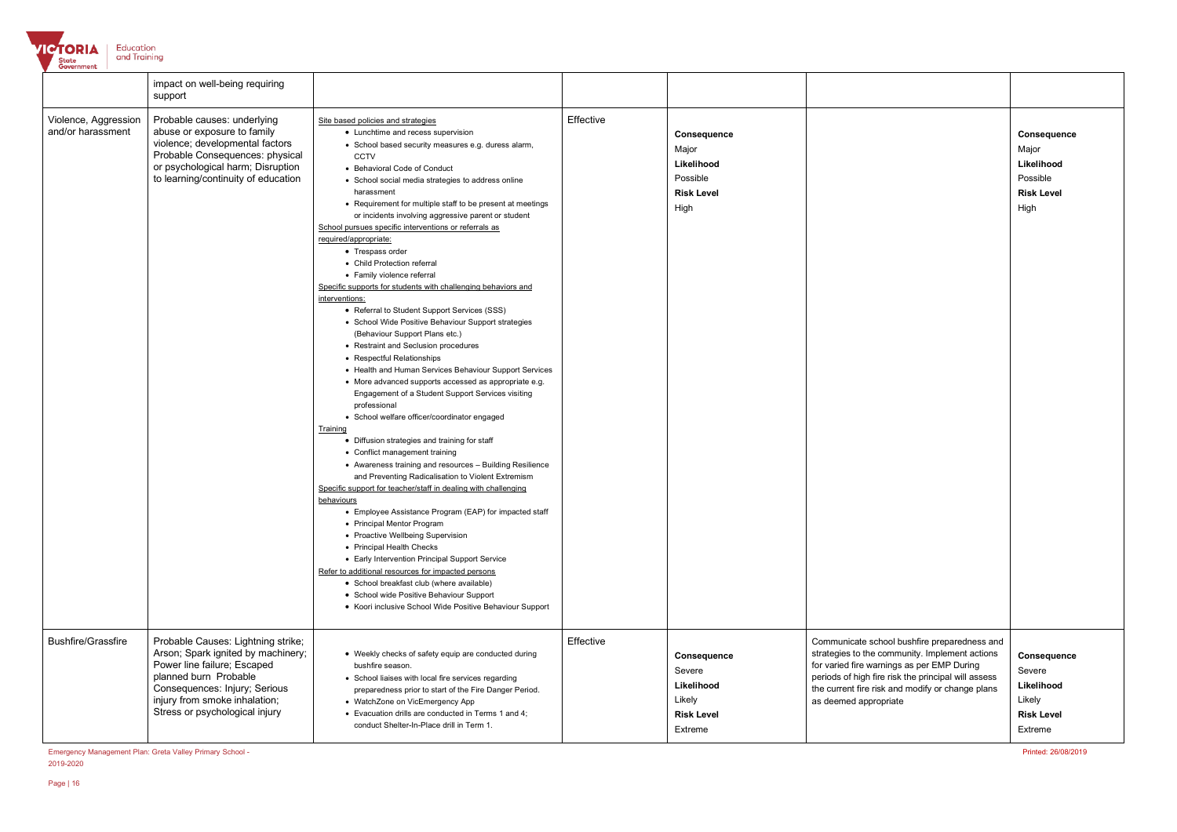| | impact on well-being requiring support | | | | | |
|---|---|---|---|---|---|---|
| Violence, Aggression and/or harassment | Probable causes: underlying abuse or exposure to family violence; developmental factors Probable Consequences: physical or psychological harm; Disruption to learning/continuity of education | Site based policies and strategies<br>• Lunchtime and recess supervision<br>• School based security measures e.g. duress alarm, CCTV<br>• Behavioral Code of Conduct<br>• School social media strategies to address online harassment<br>• Requirement for multiple staff to be present at meetings or incidents involving aggressive parent or student<br>School pursues specific interventions or referrals as required/appropriate:<br>• Trespass order<br>• Child Protection referral<br>• Family violence referral<br>Specific supports for students with challenging behaviors and interventions:<br>• Referral to Student Support Services (SSS)<br>• School Wide Positive Behaviour Support strategies (Behaviour Support Plans etc.)<br>• Restraint and Seclusion procedures<br>• Respectful Relationships<br>• Health and Human Services Behaviour Support Services<br>• More advanced supports accessed as appropriate e.g. Engagement of a Student Support Services visiting professional<br>• School welfare officer/coordinator engaged<br>Training<br>• Diffusion strategies and training for staff<br>• Conflict management training<br>• Awareness training and resources – Building Resilience and Preventing Radicalisation to Violent Extremism<br>Specific support for teacher/staff in dealing with challenging behaviours<br>• Employee Assistance Program (EAP) for impacted staff<br>• Principal Mentor Program<br>• Proactive Wellbeing Supervision<br>• Principal Health Checks<br>• Early Intervention Principal Support Service<br>Refer to additional resources for impacted persons<br>• School breakfast club (where available)<br>• School wide Positive Behaviour Support<br>• Koori inclusive School Wide Positive Behaviour Support | Effective | **Consequence**<br>Major<br>**Likelihood**<br>Possible<br>**Risk Level**<br>High | | **Consequence**<br>Major<br>**Likelihood**<br>Possible<br>**Risk Level**<br>High |
| Bushfire/Grassfire | Probable Causes: Lightning strike; Arson; Spark ignited by machinery; Power line failure; Escaped planned burn Probable Consequences: Injury; Serious injury from smoke inhalation; Stress or psychological injury | • Weekly checks of safety equip are conducted during bushfire season.<br>• School liaises with local fire services regarding preparedness prior to start of the Fire Danger Period.<br>• WatchZone on VicEmergency App<br>• Evacuation drills are conducted in Terms 1 and 4; conduct Shelter-In-Place drill in Term 1. | Effective | **Consequence**<br>Severe<br>**Likelihood**<br>Likely<br>**Risk Level**<br>Extreme | Communicate school bushfire preparedness and strategies to the community. Implement actions for varied fire warnings as per EMP During periods of high fire risk the principal will assess the current fire risk and modify or change plans as deemed appropriate | **Consequence**<br>Severe<br>**Likelihood**<br>Likely<br>**Risk Level**<br>Extreme |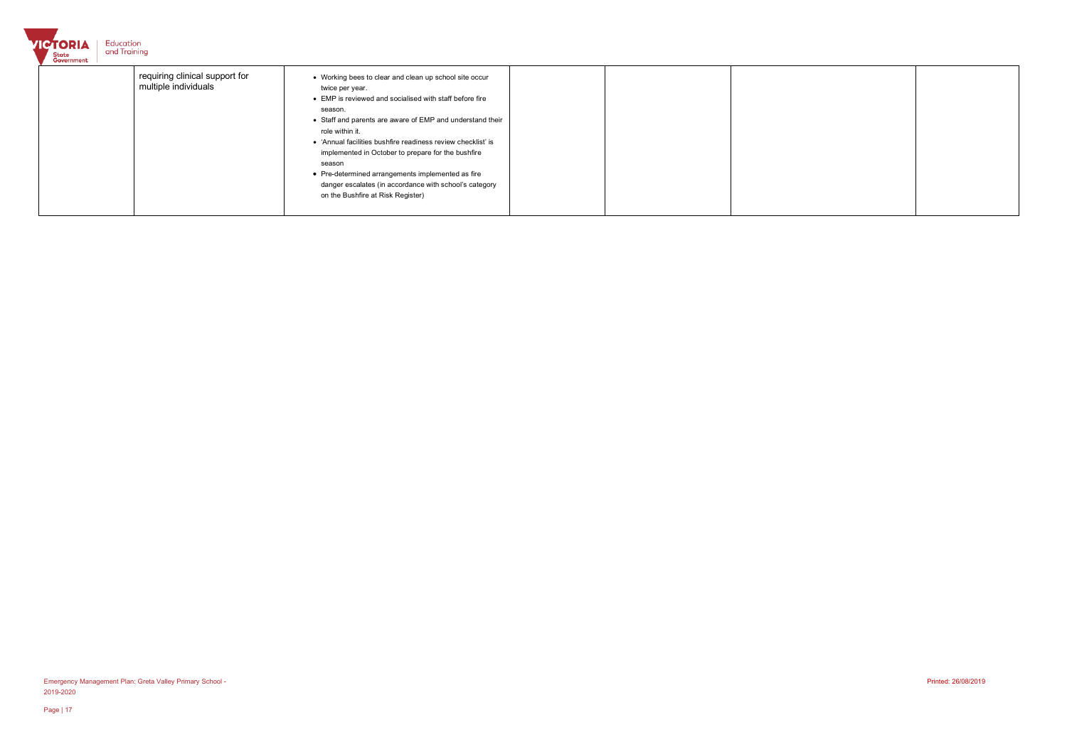| | | | | | |
|---|---|---|---|---|---|
| | requiring clinical support for multiple individuals | • Working bees to clear and clean up school site occur twice per year.<br>• EMP is reviewed and socialised with staff before fire season.<br>• Staff and parents are aware of EMP and understand their role within it.<br>• 'Annual facilities bushfire readiness review checklist' is implemented in October to prepare for the bushfire season<br>• Pre-determined arrangements implemented as fire danger escalates (in accordance with school's category on the Bushfire at Risk Register) | | | | |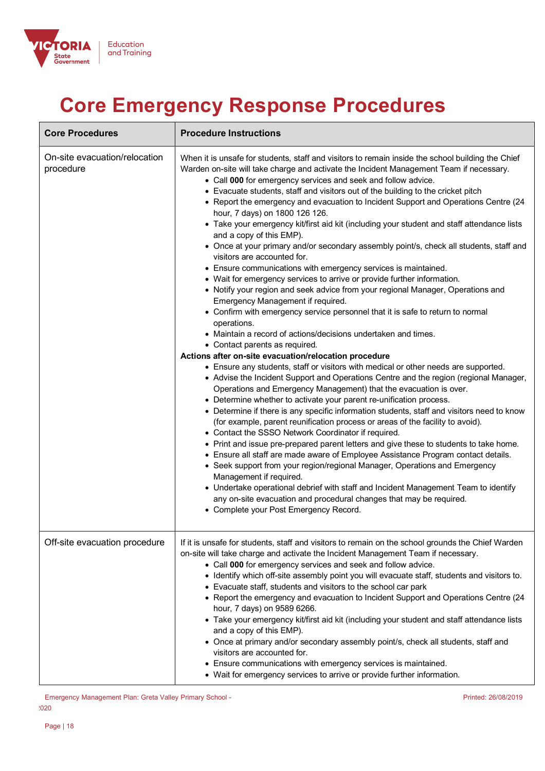# Core Emergency Response Procedures

| Core Procedures | Procedure Instructions |
|---|---|
| On-site evacuation/relocation procedure | When it is unsafe for students, staff and visitors to remain inside the school building the Chief Warden on-site will take charge and activate the Incident Management Team if necessary.<br>• Call **000** for emergency services and seek and follow advice.<br>• Evacuate students, staff and visitors out of the building to the cricket pitch<br>• Report the emergency and evacuation to Incident Support and Operations Centre (24 hour, 7 days) on 1800 126 126.<br>• Take your emergency kit/first aid kit (including your student and staff attendance lists and a copy of this EMP).<br>• Once at your primary and/or secondary assembly point/s, check all students, staff and visitors are accounted for.<br>• Ensure communications with emergency services is maintained.<br>• Wait for emergency services to arrive or provide further information.<br>• Notify your region and seek advice from your regional Manager, Operations and Emergency Management if required.<br>• Confirm with emergency service personnel that it is safe to return to normal operations.<br>• Maintain a record of actions/decisions undertaken and times.<br>• Contact parents as required.<br>**Actions after on-site evacuation/relocation procedure**<br>• Ensure any students, staff or visitors with medical or other needs are supported.<br>• Advise the Incident Support and Operations Centre and the region (regional Manager, Operations and Emergency Management) that the evacuation is over.<br>• Determine whether to activate your parent re-unification process.<br>• Determine if there is any specific information students, staff and visitors need to know (for example, parent reunification process or areas of the facility to avoid).<br>• Contact the SSSO Network Coordinator if required.<br>• Print and issue pre-prepared parent letters and give these to students to take home.<br>• Ensure all staff are made aware of Employee Assistance Program contact details.<br>• Seek support from your region/regional Manager, Operations and Emergency Management if required.<br>• Undertake operational debrief with staff and Incident Management Team to identify any on-site evacuation and procedural changes that may be required.<br>• Complete your Post Emergency Record. |
| Off-site evacuation procedure | If it is unsafe for students, staff and visitors to remain on the school grounds the Chief Warden on-site will take charge and activate the Incident Management Team if necessary.<br>• Call **000** for emergency services and seek and follow advice.<br>• Identify which off-site assembly point you will evacuate staff, students and visitors to.<br>• Evacuate staff, students and visitors to the school car park<br>• Report the emergency and evacuation to Incident Support and Operations Centre (24 hour, 7 days) on 9589 6266.<br>• Take your emergency kit/first aid kit (including your student and staff attendance lists and a copy of this EMP).<br>• Once at primary and/or secondary assembly point/s, check all students, staff and visitors are accounted for.<br>• Ensure communications with emergency services is maintained.<br>• Wait for emergency services to arrive or provide further information. |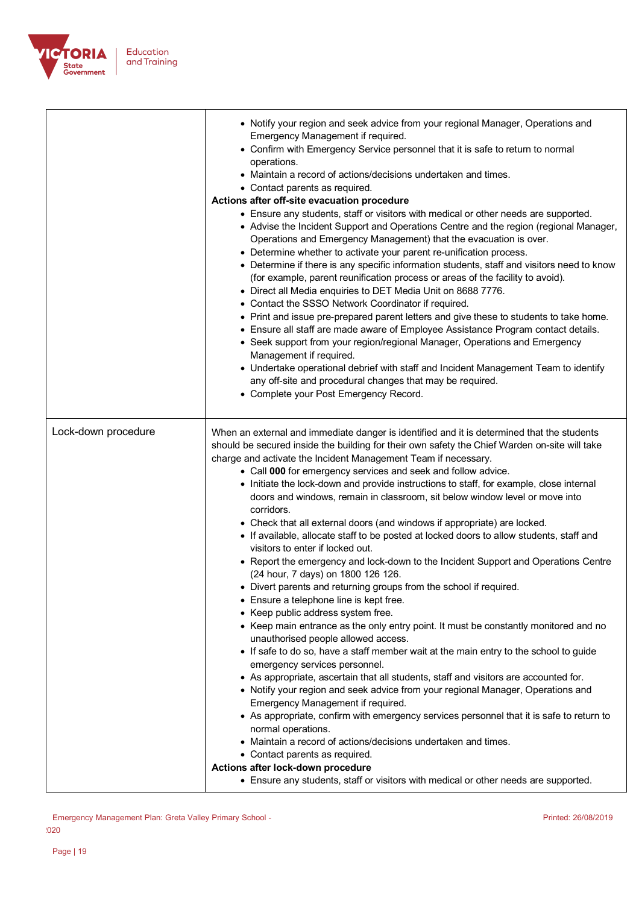| | |
|---|---|
| | • Notify your region and seek advice from your regional Manager, Operations and Emergency Management if required.<br>• Confirm with Emergency Service personnel that it is safe to return to normal operations.<br>• Maintain a record of actions/decisions undertaken and times.<br>• Contact parents as required.<br>**Actions after off-site evacuation procedure**<br>• Ensure any students, staff or visitors with medical or other needs are supported.<br>• Advise the Incident Support and Operations Centre and the region (regional Manager, Operations and Emergency Management) that the evacuation is over.<br>• Determine whether to activate your parent re-unification process.<br>• Determine if there is any specific information students, staff and visitors need to know (for example, parent reunification process or areas of the facility to avoid).<br>• Direct all Media enquiries to DET Media Unit on 8688 7776.<br>• Contact the SSSO Network Coordinator if required.<br>• Print and issue pre-prepared parent letters and give these to students to take home.<br>• Ensure all staff are made aware of Employee Assistance Program contact details.<br>• Seek support from your region/regional Manager, Operations and Emergency Management if required.<br>• Undertake operational debrief with staff and Incident Management Team to identify any off-site and procedural changes that may be required.<br>• Complete your Post Emergency Record. |
| Lock-down procedure | When an external and immediate danger is identified and it is determined that the students should be secured inside the building for their own safety the Chief Warden on-site will take charge and activate the Incident Management Team if necessary.<br>• Call **000** for emergency services and seek and follow advice.<br>• Initiate the lock-down and provide instructions to staff, for example, close internal doors and windows, remain in classroom, sit below window level or move into corridors.<br>• Check that all external doors (and windows if appropriate) are locked.<br>• If available, allocate staff to be posted at locked doors to allow students, staff and visitors to enter if locked out.<br>• Report the emergency and lock-down to the Incident Support and Operations Centre (24 hour, 7 days) on 1800 126 126.<br>• Divert parents and returning groups from the school if required.<br>• Ensure a telephone line is kept free.<br>• Keep public address system free.<br>• Keep main entrance as the only entry point. It must be constantly monitored and no unauthorised people allowed access.<br>• If safe to do so, have a staff member wait at the main entry to the school to guide emergency services personnel.<br>• As appropriate, ascertain that all students, staff and visitors are accounted for.<br>• Notify your region and seek advice from your regional Manager, Operations and Emergency Management if required.<br>• As appropriate, confirm with emergency services personnel that it is safe to return to normal operations.<br>• Maintain a record of actions/decisions undertaken and times.<br>• Contact parents as required.<br>**Actions after lock-down procedure**<br>• Ensure any students, staff or visitors with medical or other needs are supported. |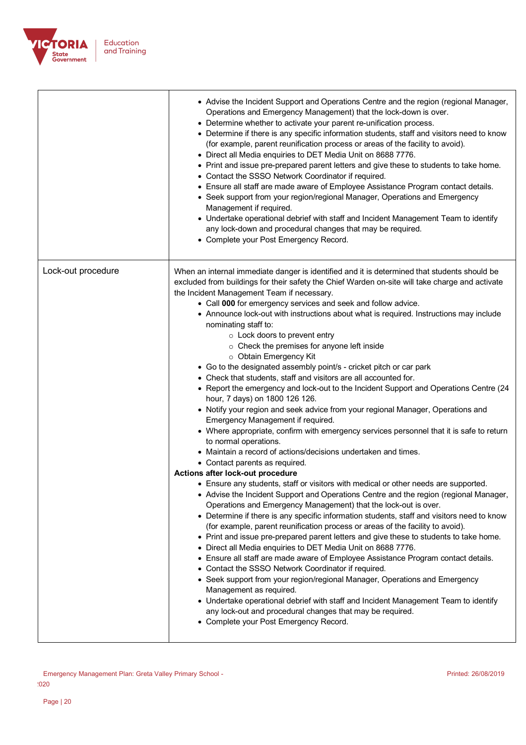| | |
|---|---|
| | • Advise the Incident Support and Operations Centre and the region (regional Manager, Operations and Emergency Management) that the lock-down is over.<br>• Determine whether to activate your parent re-unification process.<br>• Determine if there is any specific information students, staff and visitors need to know (for example, parent reunification process or areas of the facility to avoid).<br>• Direct all Media enquiries to DET Media Unit on 8688 7776.<br>• Print and issue pre-prepared parent letters and give these to students to take home.<br>• Contact the SSSO Network Coordinator if required.<br>• Ensure all staff are made aware of Employee Assistance Program contact details.<br>• Seek support from your region/regional Manager, Operations and Emergency Management if required.<br>• Undertake operational debrief with staff and Incident Management Team to identify any lock-down and procedural changes that may be required.<br>• Complete your Post Emergency Record. |
| Lock-out procedure | When an internal immediate danger is identified and it is determined that students should be excluded from buildings for their safety the Chief Warden on-site will take charge and activate the Incident Management Team if necessary.<br>• Call **000** for emergency services and seek and follow advice.<br>• Announce lock-out with instructions about what is required. Instructions may include nominating staff to:<br>&nbsp;&nbsp;&nbsp;&nbsp;○ Lock doors to prevent entry<br>&nbsp;&nbsp;&nbsp;&nbsp;○ Check the premises for anyone left inside<br>&nbsp;&nbsp;&nbsp;&nbsp;○ Obtain Emergency Kit<br>• Go to the designated assembly point/s - cricket pitch or car park<br>• Check that students, staff and visitors are all accounted for.<br>• Report the emergency and lock-out to the Incident Support and Operations Centre (24 hour, 7 days) on 1800 126 126.<br>• Notify your region and seek advice from your regional Manager, Operations and Emergency Management if required.<br>• Where appropriate, confirm with emergency services personnel that it is safe to return to normal operations.<br>• Maintain a record of actions/decisions undertaken and times.<br>• Contact parents as required.<br>**Actions after lock-out procedure**<br>• Ensure any students, staff or visitors with medical or other needs are supported.<br>• Advise the Incident Support and Operations Centre and the region (regional Manager, Operations and Emergency Management) that the lock-out is over.<br>• Determine if there is any specific information students, staff and visitors need to know (for example, parent reunification process or areas of the facility to avoid).<br>• Print and issue pre-prepared parent letters and give these to students to take home.<br>• Direct all Media enquiries to DET Media Unit on 8688 7776.<br>• Ensure all staff are made aware of Employee Assistance Program contact details.<br>• Contact the SSSO Network Coordinator if required.<br>• Seek support from your region/regional Manager, Operations and Emergency Management as required.<br>• Undertake operational debrief with staff and Incident Management Team to identify any lock-out and procedural changes that may be required.<br>• Complete your Post Emergency Record. |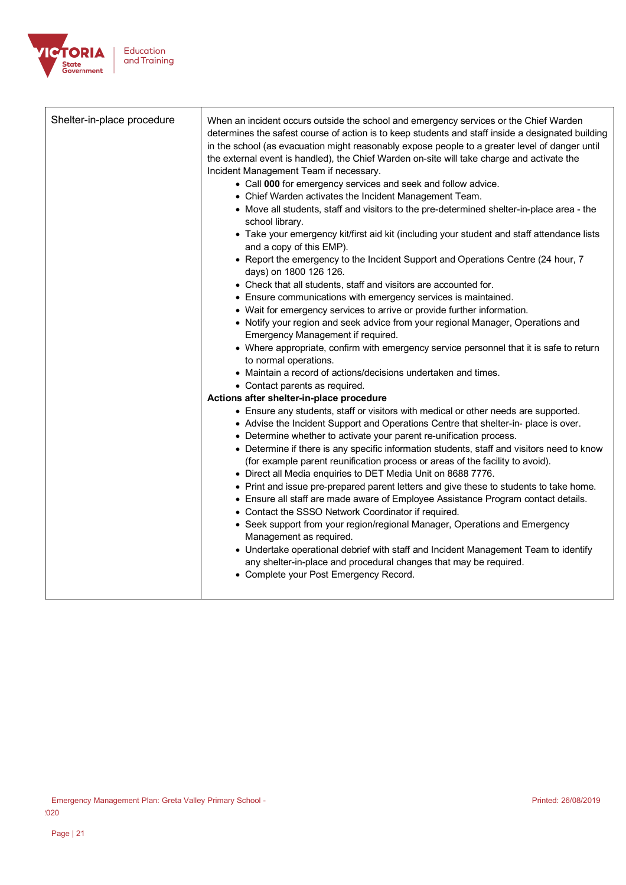| Shelter-in-place procedure | When an incident occurs outside the school and emergency services or the Chief Warden determines the safest course of action is to keep students and staff inside a designated building in the school (as evacuation might reasonably expose people to a greater level of danger until the external event is handled), the Chief Warden on-site will take charge and activate the Incident Management Team if necessary.<br>• Call **000** for emergency services and seek and follow advice.<br>• Chief Warden activates the Incident Management Team.<br>• Move all students, staff and visitors to the pre-determined shelter-in-place area - the school library.<br>• Take your emergency kit/first aid kit (including your student and staff attendance lists and a copy of this EMP).<br>• Report the emergency to the Incident Support and Operations Centre (24 hour, 7 days) on 1800 126 126.<br>• Check that all students, staff and visitors are accounted for.<br>• Ensure communications with emergency services is maintained.<br>• Wait for emergency services to arrive or provide further information.<br>• Notify your region and seek advice from your regional Manager, Operations and Emergency Management if required.<br>• Where appropriate, confirm with emergency service personnel that it is safe to return to normal operations.<br>• Maintain a record of actions/decisions undertaken and times.<br>• Contact parents as required.<br>**Actions after shelter-in-place procedure**<br>• Ensure any students, staff or visitors with medical or other needs are supported.<br>• Advise the Incident Support and Operations Centre that shelter-in- place is over.<br>• Determine whether to activate your parent re-unification process.<br>• Determine if there is any specific information students, staff and visitors need to know (for example parent reunification process or areas of the facility to avoid).<br>• Direct all Media enquiries to DET Media Unit on 8688 7776.<br>• Print and issue pre-prepared parent letters and give these to students to take home.<br>• Ensure all staff are made aware of Employee Assistance Program contact details.<br>• Contact the SSSO Network Coordinator if required.<br>• Seek support from your region/regional Manager, Operations and Emergency Management as required.<br>• Undertake operational debrief with staff and Incident Management Team to identify any shelter-in-place and procedural changes that may be required.<br>• Complete your Post Emergency Record. |
|---|---|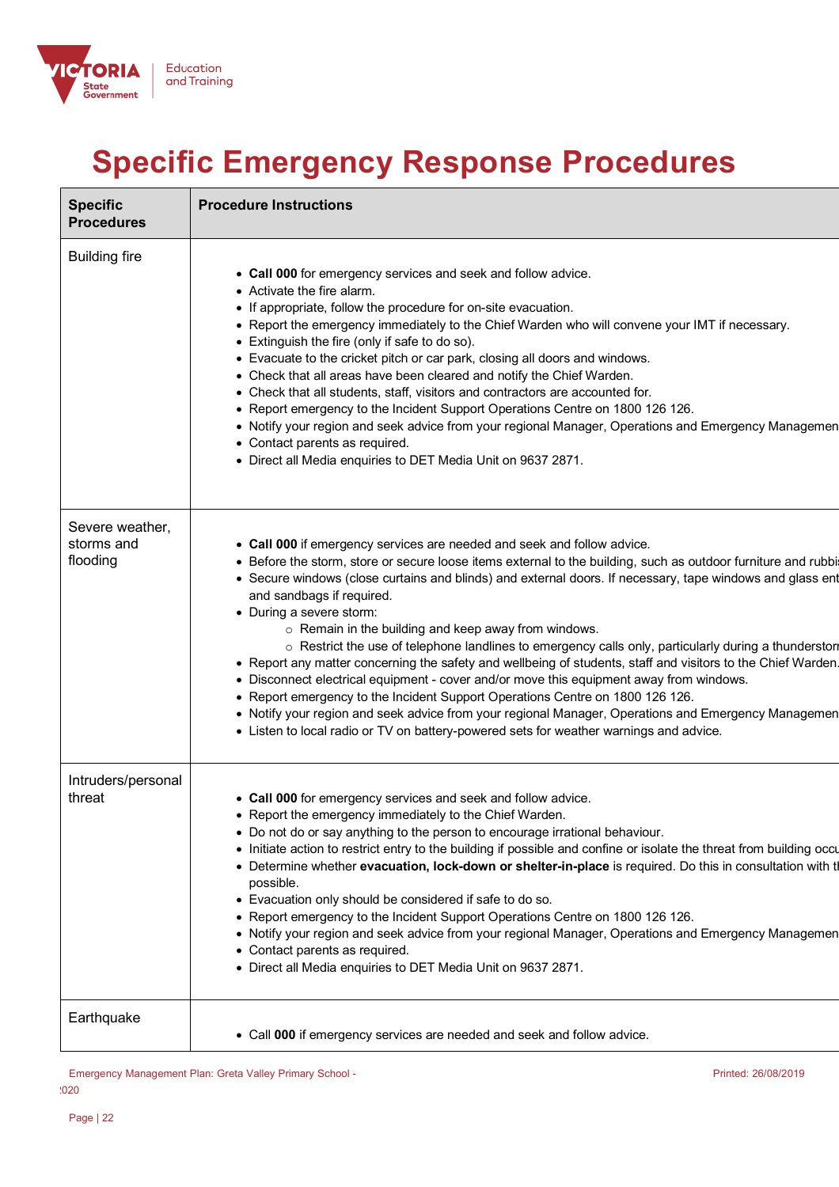# Specific Emergency Response Procedures

| Specific Procedures | Procedure Instructions |
|---|---|
| Building fire | • **Call 000** for emergency services and seek and follow advice.<br>• Activate the fire alarm.<br>• If appropriate, follow the procedure for on-site evacuation.<br>• Report the emergency immediately to the Chief Warden who will convene your IMT if necessary.<br>• Extinguish the fire (only if safe to do so).<br>• Evacuate to the cricket pitch or car park, closing all doors and windows.<br>• Check that all areas have been cleared and notify the Chief Warden.<br>• Check that all students, staff, visitors and contractors are accounted for.<br>• Report emergency to the Incident Support Operations Centre on 1800 126 126.<br>• Notify your region and seek advice from your regional Manager, Operations and Emergency Managemen<br>• Contact parents as required.<br>• Direct all Media enquiries to DET Media Unit on 9637 2871. |
| Severe weather, storms and flooding | • **Call 000** if emergency services are needed and seek and follow advice.<br>• Before the storm, store or secure loose items external to the building, such as outdoor furniture and rubbi<br>• Secure windows (close curtains and blinds) and external doors. If necessary, tape windows and glass ent and sandbags if required.<br>• During a severe storm:<br>&nbsp;&nbsp;&nbsp;&nbsp;○ Remain in the building and keep away from windows.<br>&nbsp;&nbsp;&nbsp;&nbsp;○ Restrict the use of telephone landlines to emergency calls only, particularly during a thunderstor<br>• Report any matter concerning the safety and wellbeing of students, staff and visitors to the Chief Warden.<br>• Disconnect electrical equipment - cover and/or move this equipment away from windows.<br>• Report emergency to the Incident Support Operations Centre on 1800 126 126.<br>• Notify your region and seek advice from your regional Manager, Operations and Emergency Managemen<br>• Listen to local radio or TV on battery-powered sets for weather warnings and advice. |
| Intruders/personal threat | • **Call 000** for emergency services and seek and follow advice.<br>• Report the emergency immediately to the Chief Warden.<br>• Do not do or say anything to the person to encourage irrational behaviour.<br>• Initiate action to restrict entry to the building if possible and confine or isolate the threat from building occu<br>• Determine whether **evacuation, lock-down or shelter-in-place** is required. Do this in consultation with t possible.<br>• Evacuation only should be considered if safe to do so.<br>• Report emergency to the Incident Support Operations Centre on 1800 126 126.<br>• Notify your region and seek advice from your regional Manager, Operations and Emergency Managemen<br>• Contact parents as required.<br>• Direct all Media enquiries to DET Media Unit on 9637 2871. |
| Earthquake | • Call **000** if emergency services are needed and seek and follow advice. |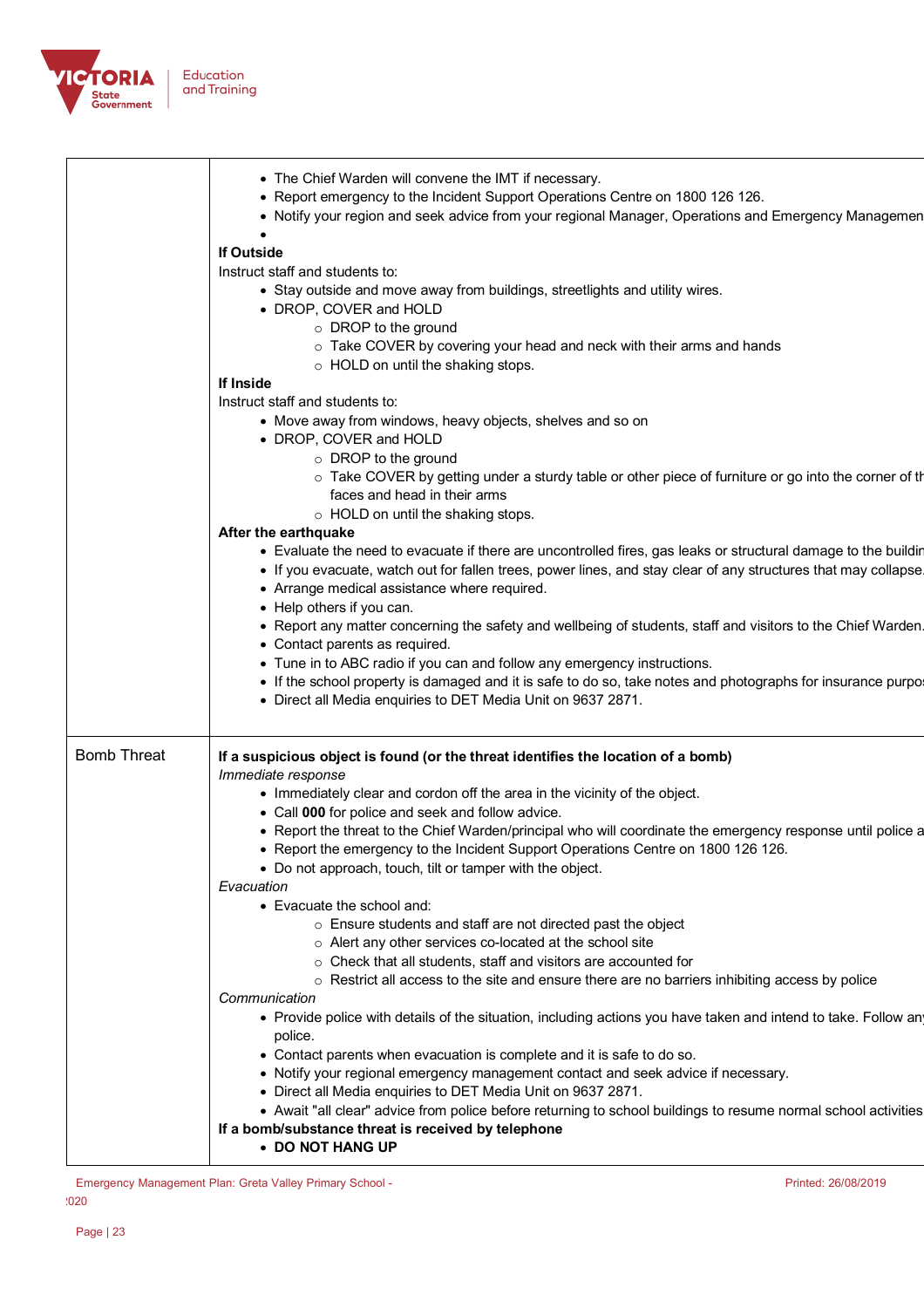| | |
|---|---|
| | • The Chief Warden will convene the IMT if necessary.<br>• Report emergency to the Incident Support Operations Centre on 1800 126 126.<br>• Notify your region and seek advice from your regional Manager, Operations and Emergency Managemen<br>•<br>**If Outside**<br>Instruct staff and students to:<br>• Stay outside and move away from buildings, streetlights and utility wires.<br>• DROP, COVER and HOLD<br>  ○ DROP to the ground<br>  ○ Take COVER by covering your head and neck with their arms and hands<br>  ○ HOLD on until the shaking stops.<br>**If Inside**<br>Instruct staff and students to:<br>• Move away from windows, heavy objects, shelves and so on<br>• DROP, COVER and HOLD<br>  ○ DROP to the ground<br>  ○ Take COVER by getting under a sturdy table or other piece of furniture or go into the corner of th faces and head in their arms<br>  ○ HOLD on until the shaking stops.<br>**After the earthquake**<br>• Evaluate the need to evacuate if there are uncontrolled fires, gas leaks or structural damage to the buildin<br>• If you evacuate, watch out for fallen trees, power lines, and stay clear of any structures that may collapse.<br>• Arrange medical assistance where required.<br>• Help others if you can.<br>• Report any matter concerning the safety and wellbeing of students, staff and visitors to the Chief Warden.<br>• Contact parents as required.<br>• Tune in to ABC radio if you can and follow any emergency instructions.<br>• If the school property is damaged and it is safe to do so, take notes and photographs for insurance purpo<br>• Direct all Media enquiries to DET Media Unit on 9637 2871. |
| Bomb Threat | **If a suspicious object is found (or the threat identifies the location of a bomb)**<br>*Immediate response*<br>• Immediately clear and cordon off the area in the vicinity of the object.<br>• Call **000** for police and seek and follow advice.<br>• Report the threat to the Chief Warden/principal who will coordinate the emergency response until police a<br>• Report the emergency to the Incident Support Operations Centre on 1800 126 126.<br>• Do not approach, touch, tilt or tamper with the object.<br>*Evacuation*<br>• Evacuate the school and:<br>  ○ Ensure students and staff are not directed past the object<br>  ○ Alert any other services co-located at the school site<br>  ○ Check that all students, staff and visitors are accounted for<br>  ○ Restrict all access to the site and ensure there are no barriers inhibiting access by police<br>*Communication*<br>• Provide police with details of the situation, including actions you have taken and intend to take. Follow an police.<br>• Contact parents when evacuation is complete and it is safe to do so.<br>• Notify your regional emergency management contact and seek advice if necessary.<br>• Direct all Media enquiries to DET Media Unit on 9637 2871.<br>• Await "all clear" advice from police before returning to school buildings to resume normal school activities<br>**If a bomb/substance threat is received by telephone**<br>• **DO NOT HANG UP** |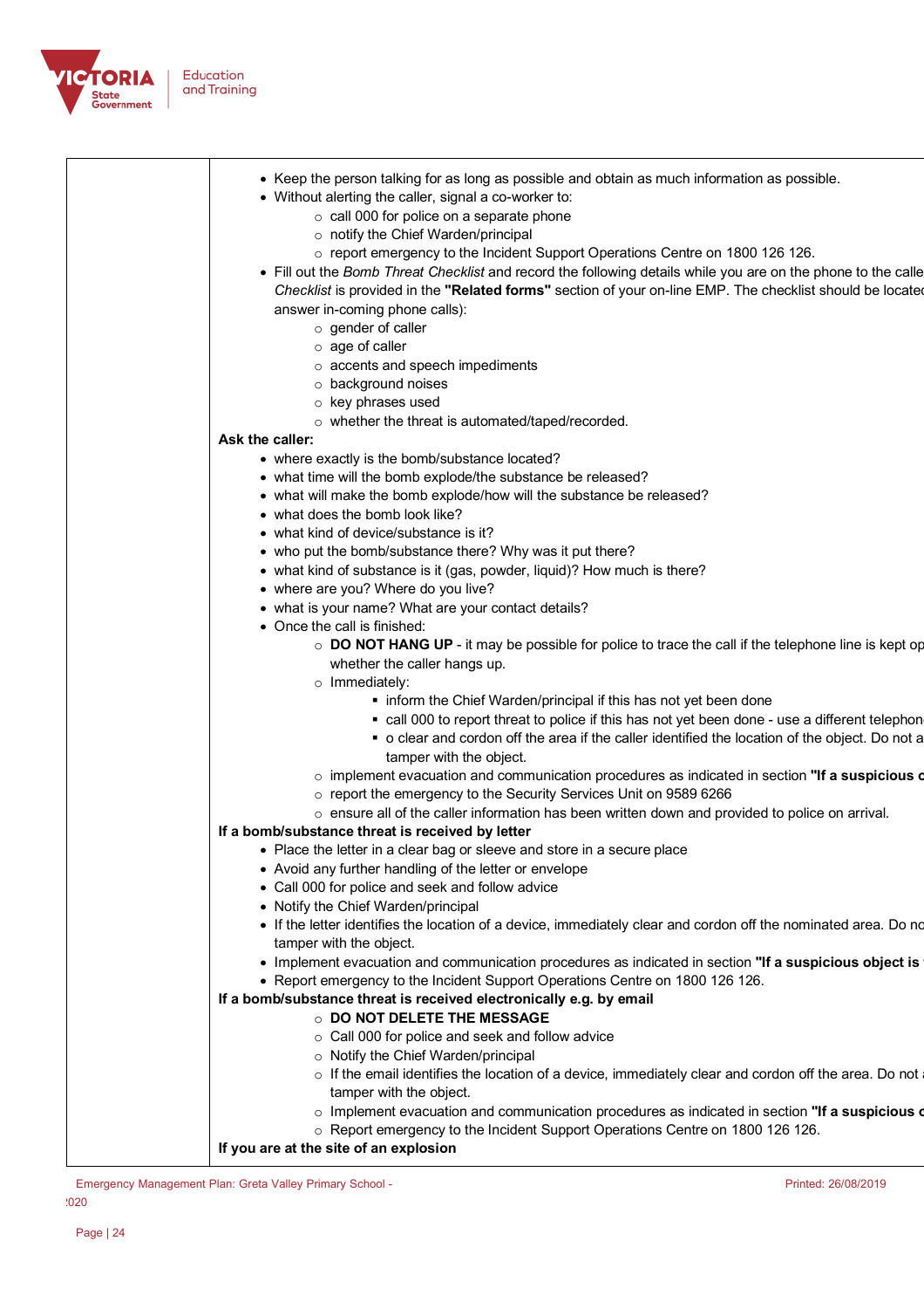- Keep the person talking for as long as possible and obtain as much information as possible.
- Without alerting the caller, signal a co-worker to:
  - call 000 for police on a separate phone
  - notify the Chief Warden/principal
  - report emergency to the Incident Support Operations Centre on 1800 126 126.
- Fill out the *Bomb Threat Checklist* and record the following details while you are on the phone to the calle *Checklist* is provided in the **"Related forms"** section of your on-line EMP. The checklist should be locatec answer in-coming phone calls):
  - gender of caller
  - age of caller
  - accents and speech impediments
  - background noises
  - key phrases used
  - whether the threat is automated/taped/recorded.

**Ask the caller:**

- where exactly is the bomb/substance located?
- what time will the bomb explode/the substance be released?
- what will make the bomb explode/how will the substance be released?
- what does the bomb look like?
- what kind of device/substance is it?
- who put the bomb/substance there? Why was it put there?
- what kind of substance is it (gas, powder, liquid)? How much is there?
- where are you? Where do you live?
- what is your name? What are your contact details?
- Once the call is finished:
  - **DO NOT HANG UP** - it may be possible for police to trace the call if the telephone line is kept op whether the caller hangs up.
  - Immediately:
    - inform the Chief Warden/principal if this has not yet been done
    - call 000 to report threat to police if this has not yet been done - use a different telephon
    - o clear and cordon off the area if the caller identified the location of the object. Do not a tamper with the object.
  - implement evacuation and communication procedures as indicated in section **"If a suspicious c**
  - report the emergency to the Security Services Unit on 9589 6266
  - ensure all of the caller information has been written down and provided to police on arrival.

**If a bomb/substance threat is received by letter**

- Place the letter in a clear bag or sleeve and store in a secure place
- Avoid any further handling of the letter or envelope
- Call 000 for police and seek and follow advice
- Notify the Chief Warden/principal
- If the letter identifies the location of a device, immediately clear and cordon off the nominated area. Do nc tamper with the object.
- Implement evacuation and communication procedures as indicated in section **"If a suspicious object is**
- Report emergency to the Incident Support Operations Centre on 1800 126 126.

**If a bomb/substance threat is received electronically e.g. by email**

- **DO NOT DELETE THE MESSAGE**
- Call 000 for police and seek and follow advice
- Notify the Chief Warden/principal
- If the email identifies the location of a device, immediately clear and cordon off the area. Do not tamper with the object.
- Implement evacuation and communication procedures as indicated in section **"If a suspicious c**
- Report emergency to the Incident Support Operations Centre on 1800 126 126.

**If you are at the site of an explosion**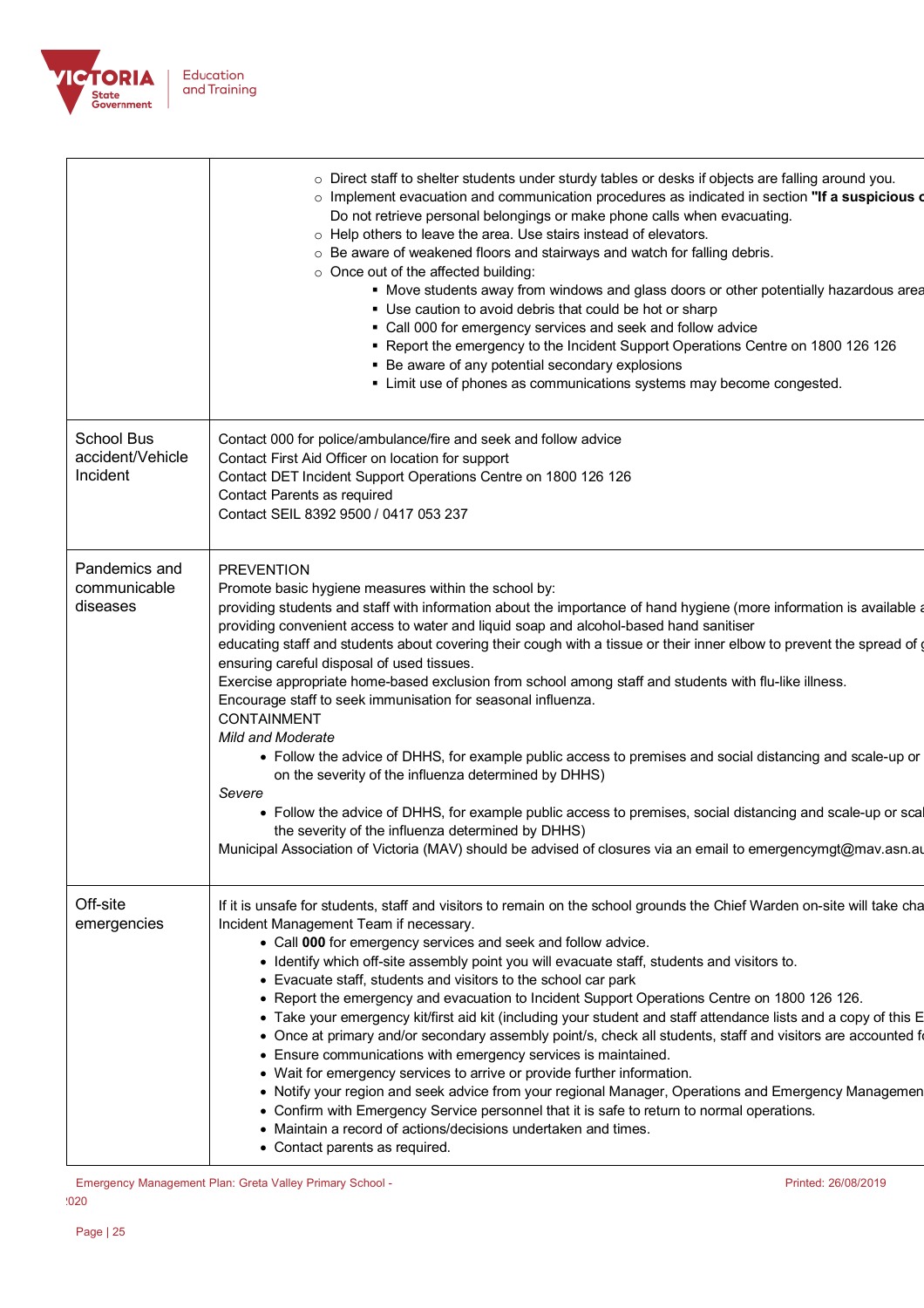| | |
|---|---|
| | ○ Direct staff to shelter students under sturdy tables or desks if objects are falling around you.<br>○ Implement evacuation and communication procedures as indicated in section **"If a suspicious c**<br>Do not retrieve personal belongings or make phone calls when evacuating.<br>○ Help others to leave the area. Use stairs instead of elevators.<br>○ Be aware of weakened floors and stairways and watch for falling debris.<br>○ Once out of the affected building:<br>▪ Move students away from windows and glass doors or other potentially hazardous area<br>▪ Use caution to avoid debris that could be hot or sharp<br>▪ Call 000 for emergency services and seek and follow advice<br>▪ Report the emergency to the Incident Support Operations Centre on 1800 126 126<br>▪ Be aware of any potential secondary explosions<br>▪ Limit use of phones as communications systems may become congested. |
| School Bus accident/Vehicle Incident | Contact 000 for police/ambulance/fire and seek and follow advice<br>Contact First Aid Officer on location for support<br>Contact DET Incident Support Operations Centre on 1800 126 126<br>Contact Parents as required<br>Contact SEIL 8392 9500 / 0417 053 237 |
| Pandemics and communicable diseases | PREVENTION<br>Promote basic hygiene measures within the school by:<br>providing students and staff with information about the importance of hand hygiene (more information is available a<br>providing convenient access to water and liquid soap and alcohol-based hand sanitiser<br>educating staff and students about covering their cough with a tissue or their inner elbow to prevent the spread of g<br>ensuring careful disposal of used tissues.<br>Exercise appropriate home-based exclusion from school among staff and students with flu-like illness.<br>Encourage staff to seek immunisation for seasonal influenza.<br>CONTAINMENT<br>*Mild and Moderate*<br>• Follow the advice of DHHS, for example public access to premises and social distancing and scale-up or on the severity of the influenza determined by DHHS)<br>*Severe*<br>• Follow the advice of DHHS, for example public access to premises, social distancing and scale-up or scal the severity of the influenza determined by DHHS)<br>Municipal Association of Victoria (MAV) should be advised of closures via an email to emergencymgt@mav.asn.au |
| Off-site emergencies | If it is unsafe for students, staff and visitors to remain on the school grounds the Chief Warden on-site will take cha Incident Management Team if necessary.<br>• Call **000** for emergency services and seek and follow advice.<br>• Identify which off-site assembly point you will evacuate staff, students and visitors to.<br>• Evacuate staff, students and visitors to the school car park<br>• Report the emergency and evacuation to Incident Support Operations Centre on 1800 126 126.<br>• Take your emergency kit/first aid kit (including your student and staff attendance lists and a copy of this E<br>• Once at primary and/or secondary assembly point/s, check all students, staff and visitors are accounted f<br>• Ensure communications with emergency services is maintained.<br>• Wait for emergency services to arrive or provide further information.<br>• Notify your region and seek advice from your regional Manager, Operations and Emergency Managemen<br>• Confirm with Emergency Service personnel that it is safe to return to normal operations.<br>• Maintain a record of actions/decisions undertaken and times.<br>• Contact parents as required. |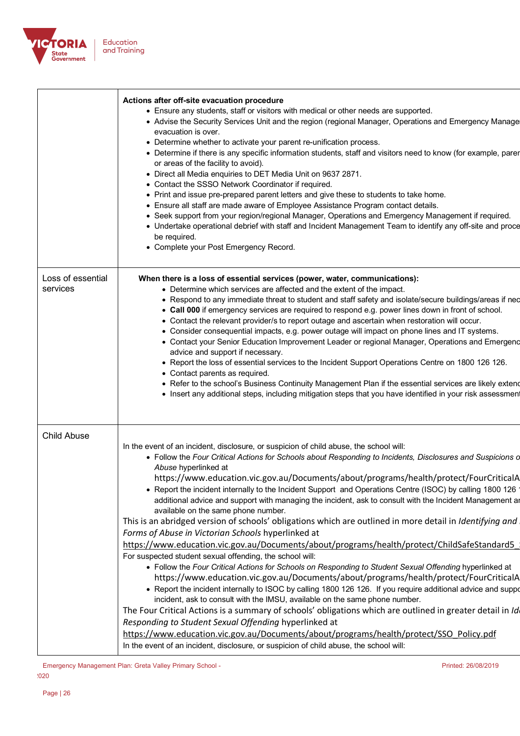| | |
|---|---|
| | **Actions after off-site evacuation procedure**<br>• Ensure any students, staff or visitors with medical or other needs are supported.<br>• Advise the Security Services Unit and the region (regional Manager, Operations and Emergency Manage evacuation is over.<br>• Determine whether to activate your parent re-unification process.<br>• Determine if there is any specific information students, staff and visitors need to know (for example, parer or areas of the facility to avoid).<br>• Direct all Media enquiries to DET Media Unit on 9637 2871.<br>• Contact the SSSO Network Coordinator if required.<br>• Print and issue pre-prepared parent letters and give these to students to take home.<br>• Ensure all staff are made aware of Employee Assistance Program contact details.<br>• Seek support from your region/regional Manager, Operations and Emergency Management if required.<br>• Undertake operational debrief with staff and Incident Management Team to identify any off-site and proce be required.<br>• Complete your Post Emergency Record. |
| Loss of essential services | **When there is a loss of essential services (power, water, communications):**<br>• Determine which services are affected and the extent of the impact.<br>• Respond to any immediate threat to student and staff safety and isolate/secure buildings/areas if nec<br>• **Call 000** if emergency services are required to respond e.g. power lines down in front of school.<br>• Contact the relevant provider/s to report outage and ascertain when restoration will occur.<br>• Consider consequential impacts, e.g. power outage will impact on phone lines and IT systems.<br>• Contact your Senior Education Improvement Leader or regional Manager, Operations and Emergenc advice and support if necessary.<br>• Report the loss of essential services to the Incident Support Operations Centre on 1800 126 126.<br>• Contact parents as required.<br>• Refer to the school's Business Continuity Management Plan if the essential services are likely extenc<br>• Insert any additional steps, including mitigation steps that you have identified in your risk assessmen |
| Child Abuse | In the event of an incident, disclosure, or suspicion of child abuse, the school will:<br>• Follow the *Four Critical Actions for Schools about Responding to Incidents, Disclosures and Suspicions o Abuse* hyperlinked at https://www.education.vic.gov.au/Documents/about/programs/health/protect/FourCriticalA<br>• Report the incident internally to the Incident Support and Operations Centre (ISOC) by calling 1800 126 1 additional advice and support with managing the incident, ask to consult with the Incident Management ar available on the same phone number.<br>This is an abridged version of schools' obligations which are outlined in more detail in *Identifying and Forms of Abuse in Victorian Schools* hyperlinked at https://www.education.vic.gov.au/Documents/about/programs/health/protect/ChildSafeStandard5_<br>For suspected student sexual offending, the school will:<br>• Follow the *Four Critical Actions for Schools on Responding to Student Sexual Offending* hyperlinked at https://www.education.vic.gov.au/Documents/about/programs/health/protect/FourCriticalA<br>• Report the incident internally to ISOC by calling 1800 126 126. If you require additional advice and suppo incident, ask to consult with the IMSU, available on the same phone number.<br>The Four Critical Actions is a summary of schools' obligations which are outlined in greater detail in *Id Responding to Student Sexual Offending* hyperlinked at https://www.education.vic.gov.au/Documents/about/programs/health/protect/SSO_Policy.pdf<br>In the event of an incident, disclosure, or suspicion of child abuse, the school will: |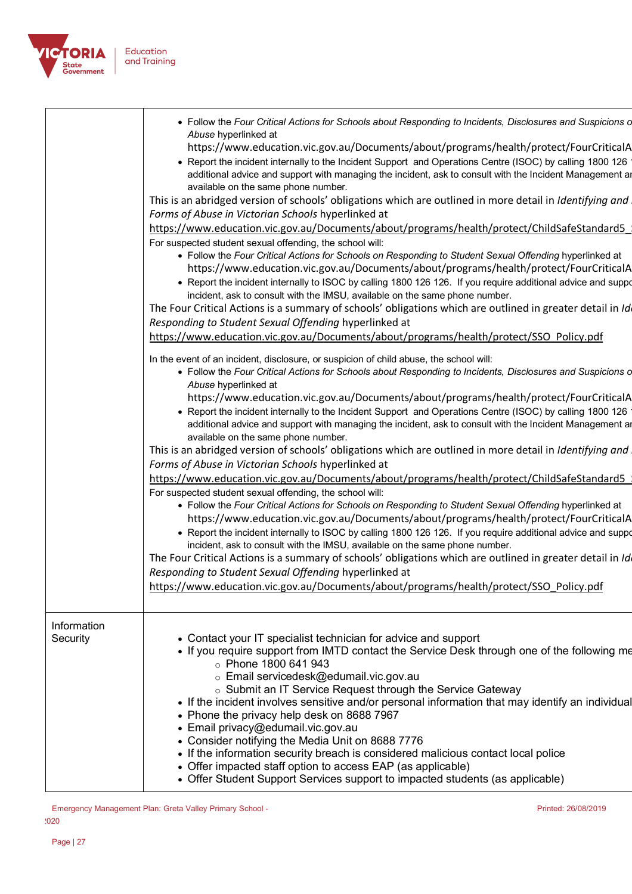| | |
|---|---|
| | • Follow the *Four Critical Actions for Schools about Responding to Incidents, Disclosures and Suspicions o* *Abuse* hyperlinked at https://www.education.vic.gov.au/Documents/about/programs/health/protect/FourCriticalA<br>• Report the incident internally to the Incident Support and Operations Centre (ISOC) by calling 1800 126 1 additional advice and support with managing the incident, ask to consult with the Incident Management ar available on the same phone number.<br>This is an abridged version of schools' obligations which are outlined in more detail in *Identifying and* *Forms of Abuse in Victorian Schools* hyperlinked at https://www.education.vic.gov.au/Documents/about/programs/health/protect/ChildSafeStandard5_<br>For suspected student sexual offending, the school will:<br>• Follow the *Four Critical Actions for Schools on Responding to Student Sexual Offending* hyperlinked at https://www.education.vic.gov.au/Documents/about/programs/health/protect/FourCriticalA<br>• Report the incident internally to ISOC by calling 1800 126 126. If you require additional advice and suppo incident, ask to consult with the IMSU, available on the same phone number.<br>The Four Critical Actions is a summary of schools' obligations which are outlined in greater detail in *Id* *Responding to Student Sexual Offending* hyperlinked at https://www.education.vic.gov.au/Documents/about/programs/health/protect/SSO_Policy.pdf<br><br>In the event of an incident, disclosure, or suspicion of child abuse, the school will:<br>• Follow the *Four Critical Actions for Schools about Responding to Incidents, Disclosures and Suspicions o* *Abuse* hyperlinked at https://www.education.vic.gov.au/Documents/about/programs/health/protect/FourCriticalA<br>• Report the incident internally to the Incident Support and Operations Centre (ISOC) by calling 1800 126 1 additional advice and support with managing the incident, ask to consult with the Incident Management ar available on the same phone number.<br>This is an abridged version of schools' obligations which are outlined in more detail in *Identifying and* *Forms of Abuse in Victorian Schools* hyperlinked at https://www.education.vic.gov.au/Documents/about/programs/health/protect/ChildSafeStandard5_<br>For suspected student sexual offending, the school will:<br>• Follow the *Four Critical Actions for Schools on Responding to Student Sexual Offending* hyperlinked at https://www.education.vic.gov.au/Documents/about/programs/health/protect/FourCriticalA<br>• Report the incident internally to ISOC by calling 1800 126 126. If you require additional advice and suppo incident, ask to consult with the IMSU, available on the same phone number.<br>The Four Critical Actions is a summary of schools' obligations which are outlined in greater detail in *Id* *Responding to Student Sexual Offending* hyperlinked at https://www.education.vic.gov.au/Documents/about/programs/health/protect/SSO_Policy.pdf |
| Information Security | • Contact your IT specialist technician for advice and support<br>• If you require support from IMTD contact the Service Desk through one of the following me<br>  ○ Phone 1800 641 943<br>  ○ Email servicedesk@edumail.vic.gov.au<br>  ○ Submit an IT Service Request through the Service Gateway<br>• If the incident involves sensitive and/or personal information that may identify an individual<br>• Phone the privacy help desk on 8688 7967<br>• Email privacy@edumail.vic.gov.au<br>• Consider notifying the Media Unit on 8688 7776<br>• If the information security breach is considered malicious contact local police<br>• Offer impacted staff option to access EAP (as applicable)<br>• Offer Student Support Services support to impacted students (as applicable) |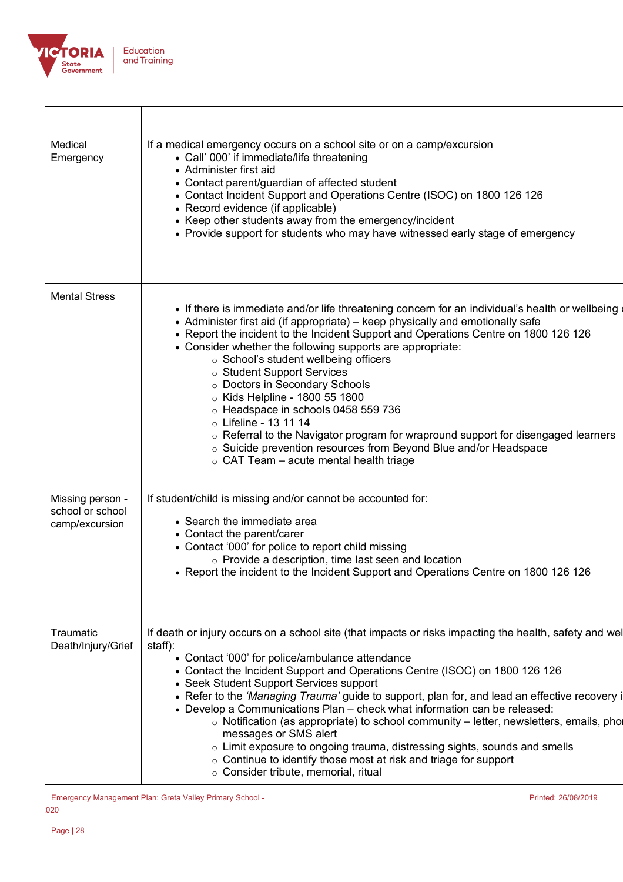| | |
|---|---|
| Medical Emergency | If a medical emergency occurs on a school site or on a camp/excursion<br>• Call' 000' if immediate/life threatening<br>• Administer first aid<br>• Contact parent/guardian of affected student<br>• Contact Incident Support and Operations Centre (ISOC) on 1800 126 126<br>• Record evidence (if applicable)<br>• Keep other students away from the emergency/incident<br>• Provide support for students who may have witnessed early stage of emergency |
| Mental Stress | • If there is immediate and/or life threatening concern for an individual's health or wellbeing<br>• Administer first aid (if appropriate) – keep physically and emotionally safe<br>• Report the incident to the Incident Support and Operations Centre on 1800 126 126<br>• Consider whether the following supports are appropriate:<br>&nbsp;&nbsp;&nbsp;&nbsp;○ School's student wellbeing officers<br>&nbsp;&nbsp;&nbsp;&nbsp;○ Student Support Services<br>&nbsp;&nbsp;&nbsp;&nbsp;○ Doctors in Secondary Schools<br>&nbsp;&nbsp;&nbsp;&nbsp;○ Kids Helpline - 1800 55 1800<br>&nbsp;&nbsp;&nbsp;&nbsp;○ Headspace in schools 0458 559 736<br>&nbsp;&nbsp;&nbsp;&nbsp;○ Lifeline - 13 11 14<br>&nbsp;&nbsp;&nbsp;&nbsp;○ Referral to the Navigator program for wrapround support for disengaged learners<br>&nbsp;&nbsp;&nbsp;&nbsp;○ Suicide prevention resources from Beyond Blue and/or Headspace<br>&nbsp;&nbsp;&nbsp;&nbsp;○ CAT Team – acute mental health triage |
| Missing person - school or school camp/excursion | If student/child is missing and/or cannot be accounted for:<br>• Search the immediate area<br>• Contact the parent/carer<br>• Contact '000' for police to report child missing<br>&nbsp;&nbsp;&nbsp;&nbsp;○ Provide a description, time last seen and location<br>• Report the incident to the Incident Support and Operations Centre on 1800 126 126 |
| Traumatic Death/Injury/Grief | If death or injury occurs on a school site (that impacts or risks impacting the health, safety and wel staff):<br>• Contact '000' for police/ambulance attendance<br>• Contact the Incident Support and Operations Centre (ISOC) on 1800 126 126<br>• Seek Student Support Services support<br>• Refer to the *'Managing Trauma'* guide to support, plan for, and lead an effective recovery i<br>• Develop a Communications Plan – check what information can be released:<br>&nbsp;&nbsp;&nbsp;&nbsp;○ Notification (as appropriate) to school community – letter, newsletters, emails, pho messages or SMS alert<br>&nbsp;&nbsp;&nbsp;&nbsp;○ Limit exposure to ongoing trauma, distressing sights, sounds and smells<br>&nbsp;&nbsp;&nbsp;&nbsp;○ Continue to identify those most at risk and triage for support<br>&nbsp;&nbsp;&nbsp;&nbsp;○ Consider tribute, memorial, ritual |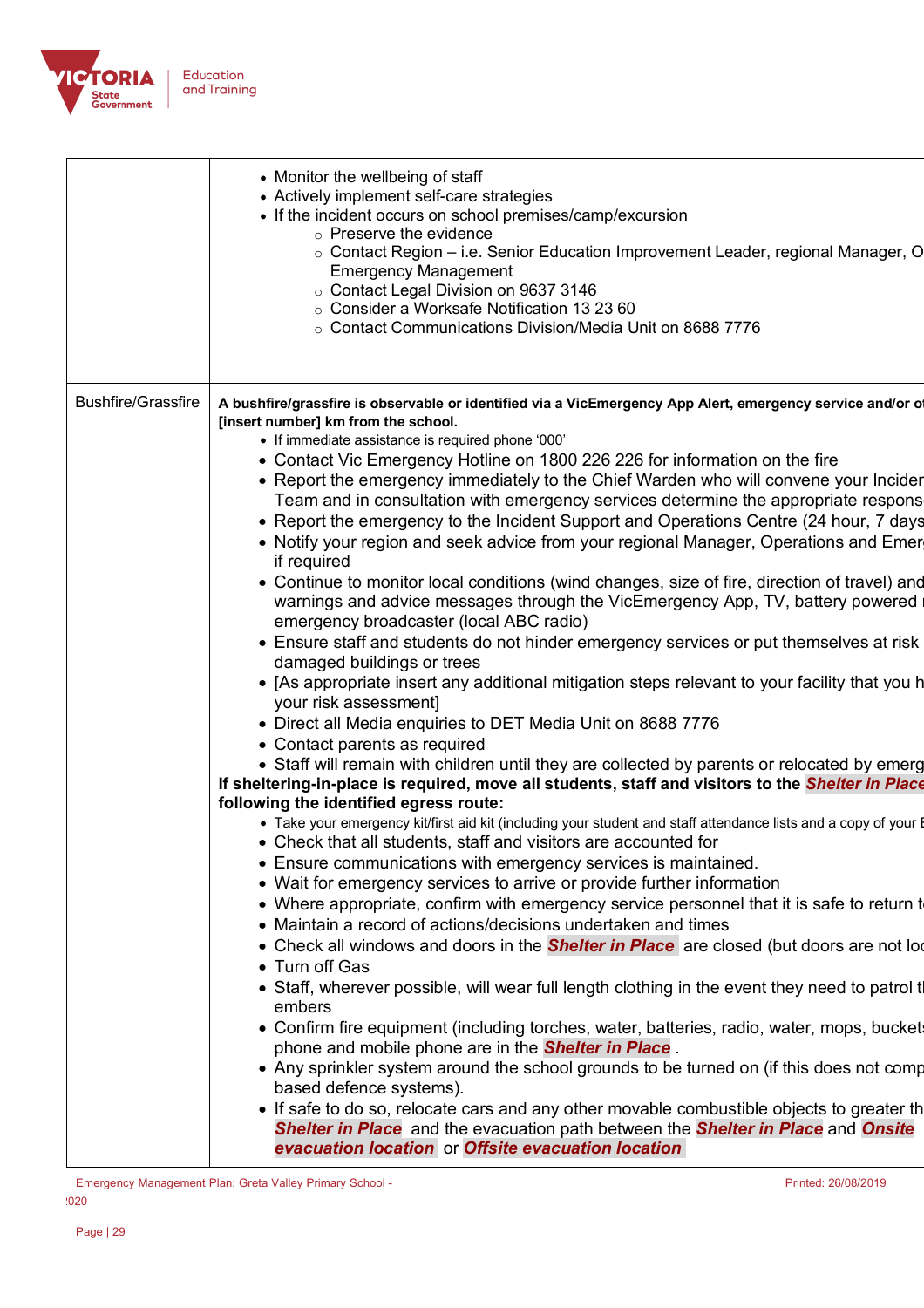| | |
|---|---|
| | • Monitor the wellbeing of staff<br>• Actively implement self-care strategies<br>• If the incident occurs on school premises/camp/excursion<br>  ○ Preserve the evidence<br>  ○ Contact Region – i.e. Senior Education Improvement Leader, regional Manager, O Emergency Management<br>  ○ Contact Legal Division on 9637 3146<br>  ○ Consider a Worksafe Notification 13 23 60<br>  ○ Contact Communications Division/Media Unit on 8688 7776 |
| Bushfire/Grassfire | **A bushfire/grassfire is observable or identified via a VicEmergency App Alert, emergency service and/or o [insert number] km from the school.**<br>• If immediate assistance is required phone '000'<br>• Contact Vic Emergency Hotline on 1800 226 226 for information on the fire<br>• Report the emergency immediately to the Chief Warden who will convene your Inciden Team and in consultation with emergency services determine the appropriate respons<br>• Report the emergency to the Incident Support and Operations Centre (24 hour, 7 days<br>• Notify your region and seek advice from your regional Manager, Operations and Emer if required<br>• Continue to monitor local conditions (wind changes, size of fire, direction of travel) and warnings and advice messages through the VicEmergency App, TV, battery powered r emergency broadcaster (local ABC radio)<br>• Ensure staff and students do not hinder emergency services or put themselves at risk damaged buildings or trees<br>• [As appropriate insert any additional mitigation steps relevant to your facility that you h your risk assessment]<br>• Direct all Media enquiries to DET Media Unit on 8688 7776<br>• Contact parents as required<br>• Staff will remain with children until they are collected by parents or relocated by emerg<br>**If sheltering-in-place is required, move all students, staff and visitors to the *Shelter in Place* following the identified egress route:**<br>• Take your emergency kit/first aid kit (including your student and staff attendance lists and a copy of your E<br>• Check that all students, staff and visitors are accounted for<br>• Ensure communications with emergency services is maintained.<br>• Wait for emergency services to arrive or provide further information<br>• Where appropriate, confirm with emergency service personnel that it is safe to return t<br>• Maintain a record of actions/decisions undertaken and times<br>• Check all windows and doors in the ***Shelter in Place*** are closed (but doors are not loc<br>• Turn off Gas<br>• Staff, wherever possible, will wear full length clothing in the event they need to patrol t embers<br>• Confirm fire equipment (including torches, water, batteries, radio, water, mops, buckets phone and mobile phone are in the ***Shelter in Place*** .<br>• Any sprinkler system around the school grounds to be turned on (if this does not comp based defence systems).<br>• If safe to do so, relocate cars and any other movable combustible objects to greater th ***Shelter in Place*** and the evacuation path between the ***Shelter in Place*** and ***Onsite evacuation location*** or ***Offsite evacuation location*** |

Emergency Management Plan: Greta Valley Primary School - 2020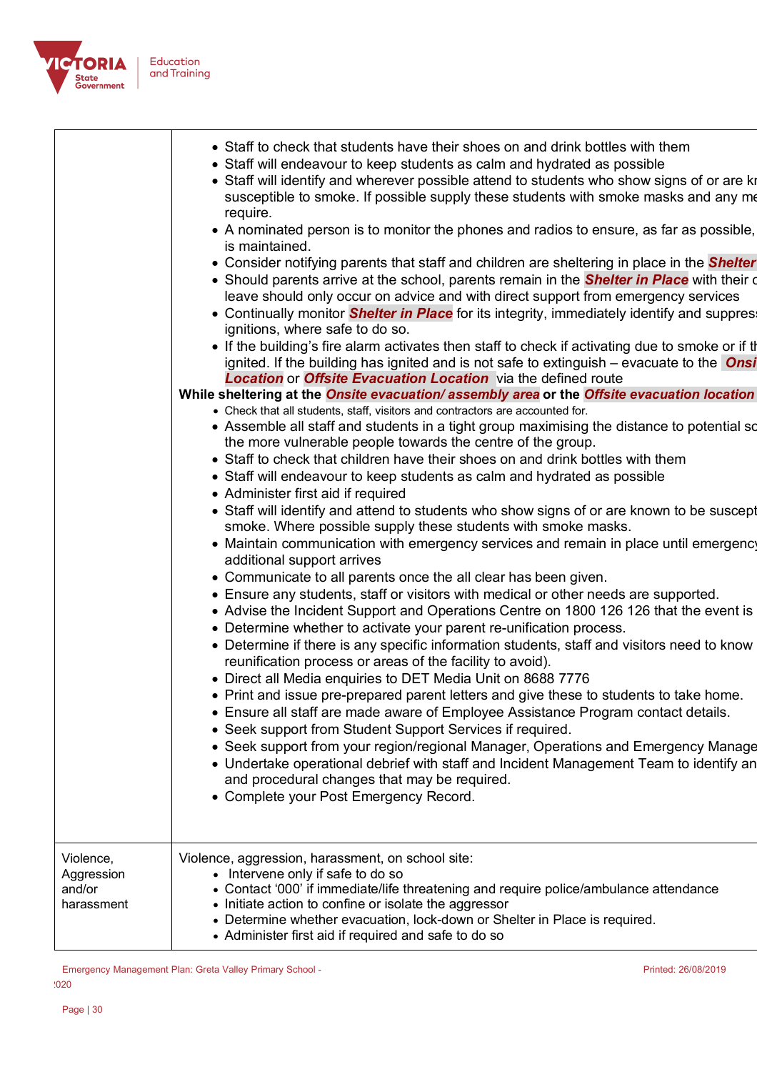| | |
|---|---|
| | • Staff to check that students have their shoes on and drink bottles with them<br>• Staff will endeavour to keep students as calm and hydrated as possible<br>• Staff will identify and wherever possible attend to students who show signs of or are kr susceptible to smoke. If possible supply these students with smoke masks and any me require.<br>• A nominated person is to monitor the phones and radios to ensure, as far as possible, is maintained.<br>• Consider notifying parents that staff and children are sheltering in place in the ***Shelter***<br>• Should parents arrive at the school, parents remain in the ***Shelter in Place*** with their c leave should only occur on advice and with direct support from emergency services<br>• Continually monitor ***Shelter in Place*** for its integrity, immediately identify and suppres ignitions, where safe to do so.<br>• If the building's fire alarm activates then staff to check if activating due to smoke or if th ignited. If the building has ignited and is not safe to extinguish – evacuate to the ***Onsi Location*** or ***Offsite Evacuation Location*** via the defined route<br>**While sheltering at the *Onsite evacuation/ assembly area* or the *Offsite evacuation location***<br>• Check that all students, staff, visitors and contractors are accounted for.<br>• Assemble all staff and students in a tight group maximising the distance to potential so the more vulnerable people towards the centre of the group.<br>• Staff to check that children have their shoes on and drink bottles with them<br>• Staff will endeavour to keep students as calm and hydrated as possible<br>• Administer first aid if required<br>• Staff will identify and attend to students who show signs of or are known to be suscept smoke. Where possible supply these students with smoke masks.<br>• Maintain communication with emergency services and remain in place until emergency additional support arrives<br>• Communicate to all parents once the all clear has been given.<br>• Ensure any students, staff or visitors with medical or other needs are supported.<br>• Advise the Incident Support and Operations Centre on 1800 126 126 that the event is<br>• Determine whether to activate your parent re-unification process.<br>• Determine if there is any specific information students, staff and visitors need to know reunification process or areas of the facility to avoid).<br>• Direct all Media enquiries to DET Media Unit on 8688 7776<br>• Print and issue pre-prepared parent letters and give these to students to take home.<br>• Ensure all staff are made aware of Employee Assistance Program contact details.<br>• Seek support from Student Support Services if required.<br>• Seek support from your region/regional Manager, Operations and Emergency Manage<br>• Undertake operational debrief with staff and Incident Management Team to identify an and procedural changes that may be required.<br>• Complete your Post Emergency Record. |
| Violence, Aggression and/or harassment | Violence, aggression, harassment, on school site:<br>• Intervene only if safe to do so<br>• Contact '000' if immediate/life threatening and require police/ambulance attendance<br>• Initiate action to confine or isolate the aggressor<br>• Determine whether evacuation, lock-down or Shelter in Place is required.<br>• Administer first aid if required and safe to do so |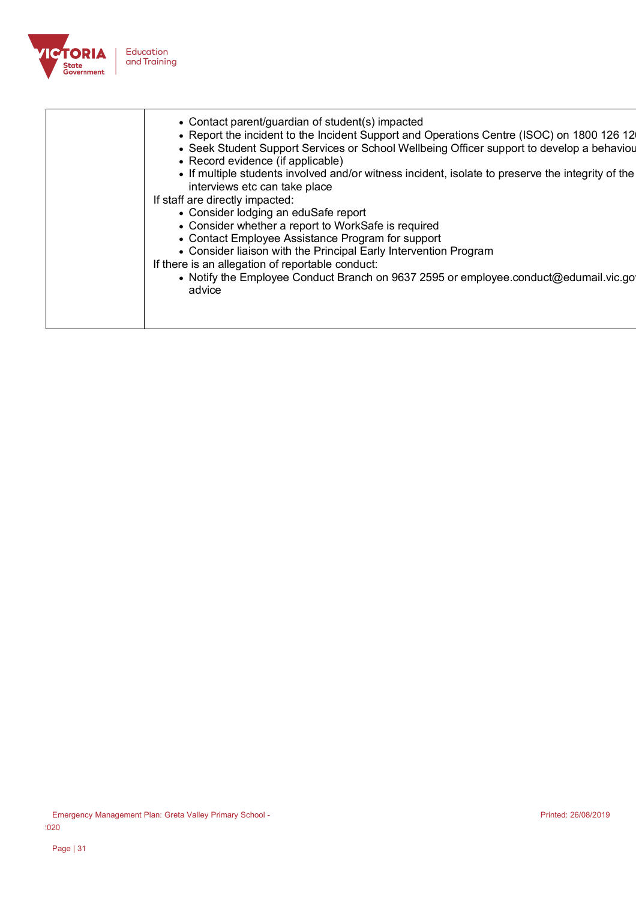| | |
|---|---|
| | • Contact parent/guardian of student(s) impacted<br>• Report the incident to the Incident Support and Operations Centre (ISOC) on 1800 126 12<br>• Seek Student Support Services or School Wellbeing Officer support to develop a behaviou<br>• Record evidence (if applicable)<br>• If multiple students involved and/or witness incident, isolate to preserve the integrity of the interviews etc can take place<br>If staff are directly impacted:<br>• Consider lodging an eduSafe report<br>• Consider whether a report to WorkSafe is required<br>• Contact Employee Assistance Program for support<br>• Consider liaison with the Principal Early Intervention Program<br>If there is an allegation of reportable conduct:<br>• Notify the Employee Conduct Branch on 9637 2595 or employee.conduct@edumail.vic.go advice |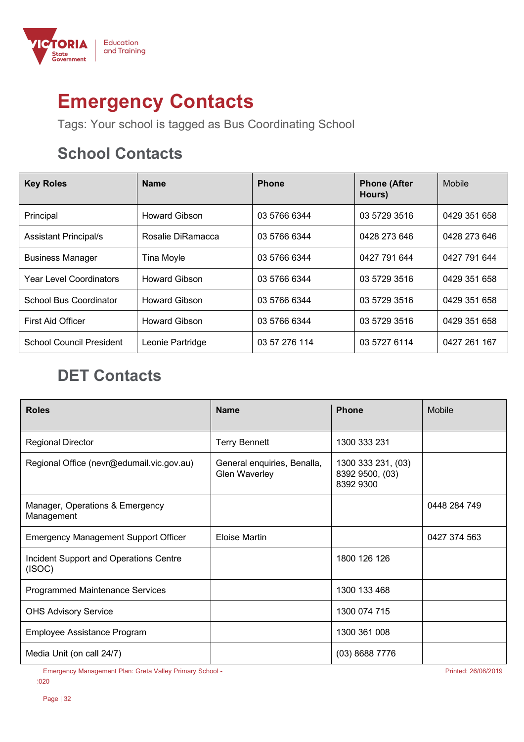# Emergency Contacts

Tags: Your school is tagged as Bus Coordinating School

## School Contacts

| Key Roles | Name | Phone | Phone (After Hours) | Mobile |
|---|---|---|---|---|
| Principal | Howard Gibson | 03 5766 6344 | 03 5729 3516 | 0429 351 658 |
| Assistant Principal/s | Rosalie DiRamacca | 03 5766 6344 | 0428 273 646 | 0428 273 646 |
| Business Manager | Tina Moyle | 03 5766 6344 | 0427 791 644 | 0427 791 644 |
| Year Level Coordinators | Howard Gibson | 03 5766 6344 | 03 5729 3516 | 0429 351 658 |
| School Bus Coordinator | Howard Gibson | 03 5766 6344 | 03 5729 3516 | 0429 351 658 |
| First Aid Officer | Howard Gibson | 03 5766 6344 | 03 5729 3516 | 0429 351 658 |
| School Council President | Leonie Partridge | 03 57 276 114 | 03 5727 6114 | 0427 261 167 |

## DET Contacts

| Roles | Name | Phone | Mobile |
|---|---|---|---|
| Regional Director | Terry Bennett | 1300 333 231 | |
| Regional Office (nevr@edumail.vic.gov.au) | General enquiries, Benalla, Glen Waverley | 1300 333 231, (03) 8392 9500, (03) 8392 9300 | |
| Manager, Operations & Emergency Management | | | 0448 284 749 |
| Emergency Management Support Officer | Eloise Martin | | 0427 374 563 |
| Incident Support and Operations Centre (ISOC) | | 1800 126 126 | |
| Programmed Maintenance Services | | 1300 133 468 | |
| OHS Advisory Service | | 1300 074 715 | |
| Employee Assistance Program | | 1300 361 008 | |
| Media Unit (on call 24/7) | | (03) 8688 7776 | |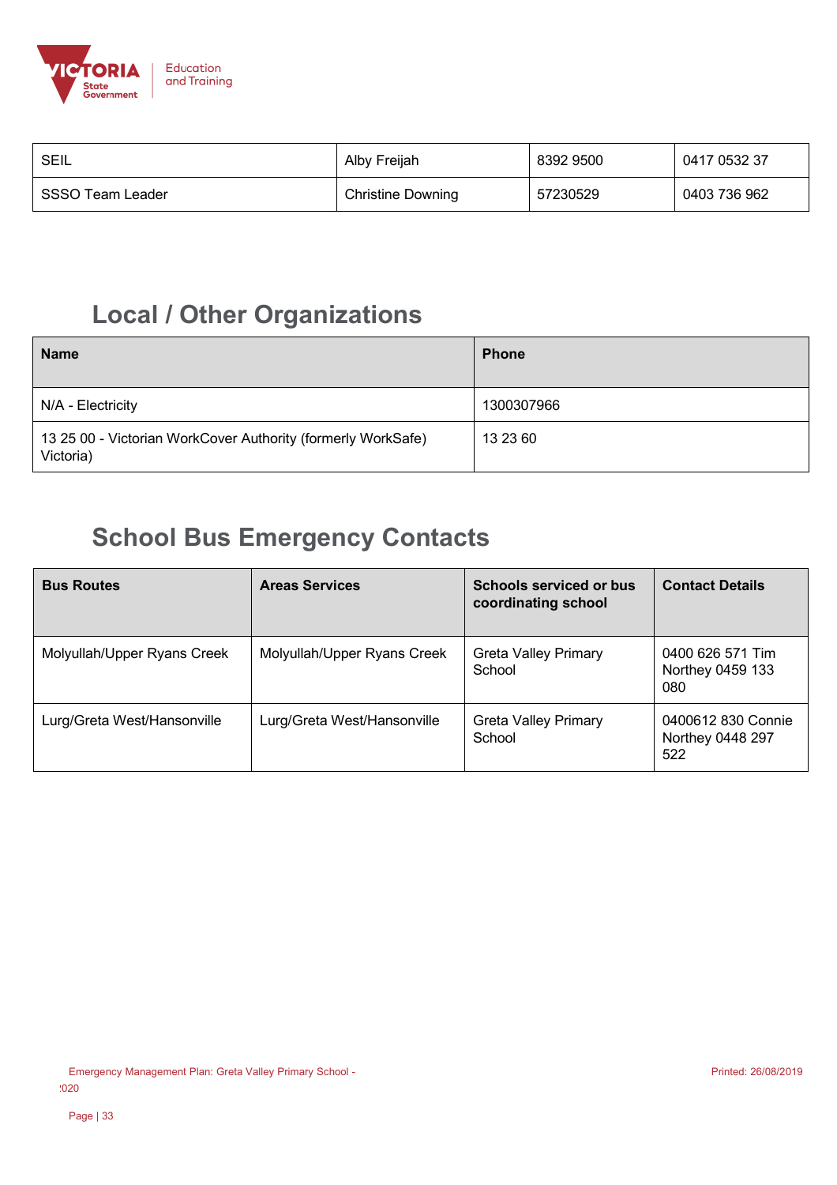| SEIL | Alby Freijah | 8392 9500 | 0417 0532 37 |
|---|---|---|---|
| SSSO Team Leader | Christine Downing | 57230529 | 0403 736 962 |

## Local / Other Organizations

| Name | Phone |
|---|---|
| N/A - Electricity | 1300307966 |
| 13 25 00 - Victorian WorkCover Authority (formerly WorkSafe) Victoria) | 13 23 60 |

## School Bus Emergency Contacts

| Bus Routes | Areas Services | Schools serviced or bus coordinating school | Contact Details |
|---|---|---|---|
| Molyullah/Upper Ryans Creek | Molyullah/Upper Ryans Creek | Greta Valley Primary School | 0400 626 571 Tim Northey 0459 133 080 |
| Lurg/Greta West/Hansonville | Lurg/Greta West/Hansonville | Greta Valley Primary School | 0400612 830 Connie Northey 0448 297 522 |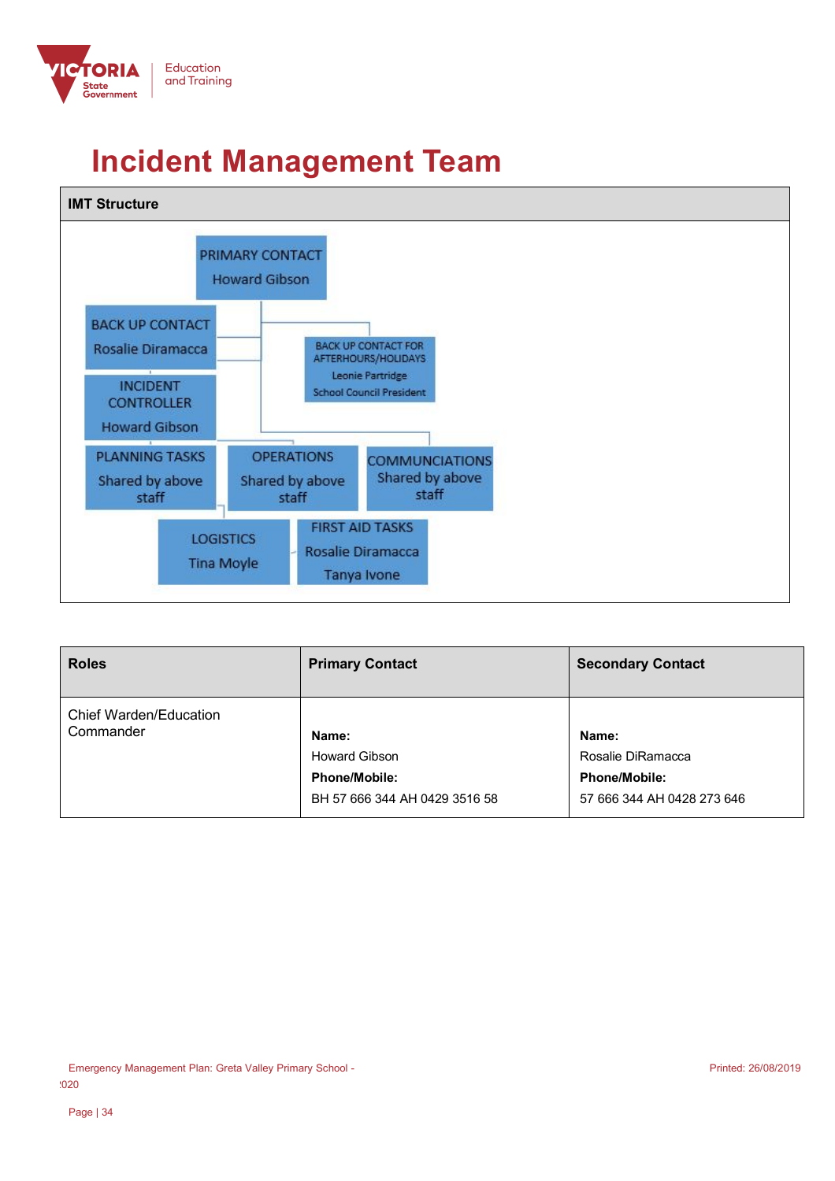# Incident Management Team

**IMT Structure**

PRIMARY CONTACT
Howard Gibson

BACK UP CONTACT
Rosalie Diramacca

BACK UP CONTACT FOR AFTERHOURS/HOLIDAYS
Leonie Partridge
School Council President

INCIDENT CONTROLLER
Howard Gibson

PLANNING TASKS
Shared by above staff

OPERATIONS
Shared by above staff

COMMUNCIATIONS
Shared by above staff

LOGISTICS
Tina Moyle

FIRST AID TASKS
Rosalie Diramacca
Tanya Ivone

| Roles | Primary Contact | Secondary Contact |
|---|---|---|
| Chief Warden/Education Commander | **Name:** Howard Gibson **Phone/Mobile:** BH 57 666 344 AH 0429 3516 58 | **Name:** Rosalie DiRamacca **Phone/Mobile:** 57 666 344 AH 0428 273 646 |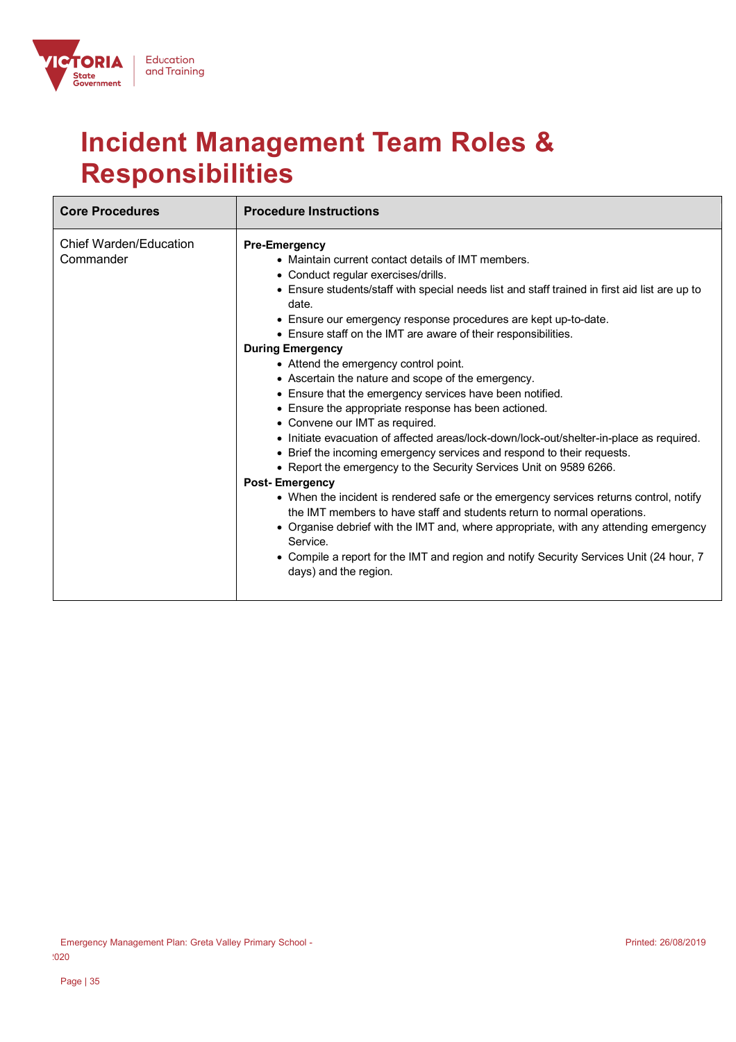# Incident Management Team Roles & Responsibilities

| Core Procedures | Procedure Instructions |
|---|---|
| Chief Warden/Education Commander | **Pre-Emergency**<br>• Maintain current contact details of IMT members.<br>• Conduct regular exercises/drills.<br>• Ensure students/staff with special needs list and staff trained in first aid list are up to date.<br>• Ensure our emergency response procedures are kept up-to-date.<br>• Ensure staff on the IMT are aware of their responsibilities.<br>**During Emergency**<br>• Attend the emergency control point.<br>• Ascertain the nature and scope of the emergency.<br>• Ensure that the emergency services have been notified.<br>• Ensure the appropriate response has been actioned.<br>• Convene our IMT as required.<br>• Initiate evacuation of affected areas/lock-down/lock-out/shelter-in-place as required.<br>• Brief the incoming emergency services and respond to their requests.<br>• Report the emergency to the Security Services Unit on 9589 6266.<br>**Post- Emergency**<br>• When the incident is rendered safe or the emergency services returns control, notify the IMT members to have staff and students return to normal operations.<br>• Organise debrief with the IMT and, where appropriate, with any attending emergency Service.<br>• Compile a report for the IMT and region and notify Security Services Unit (24 hour, 7 days) and the region. |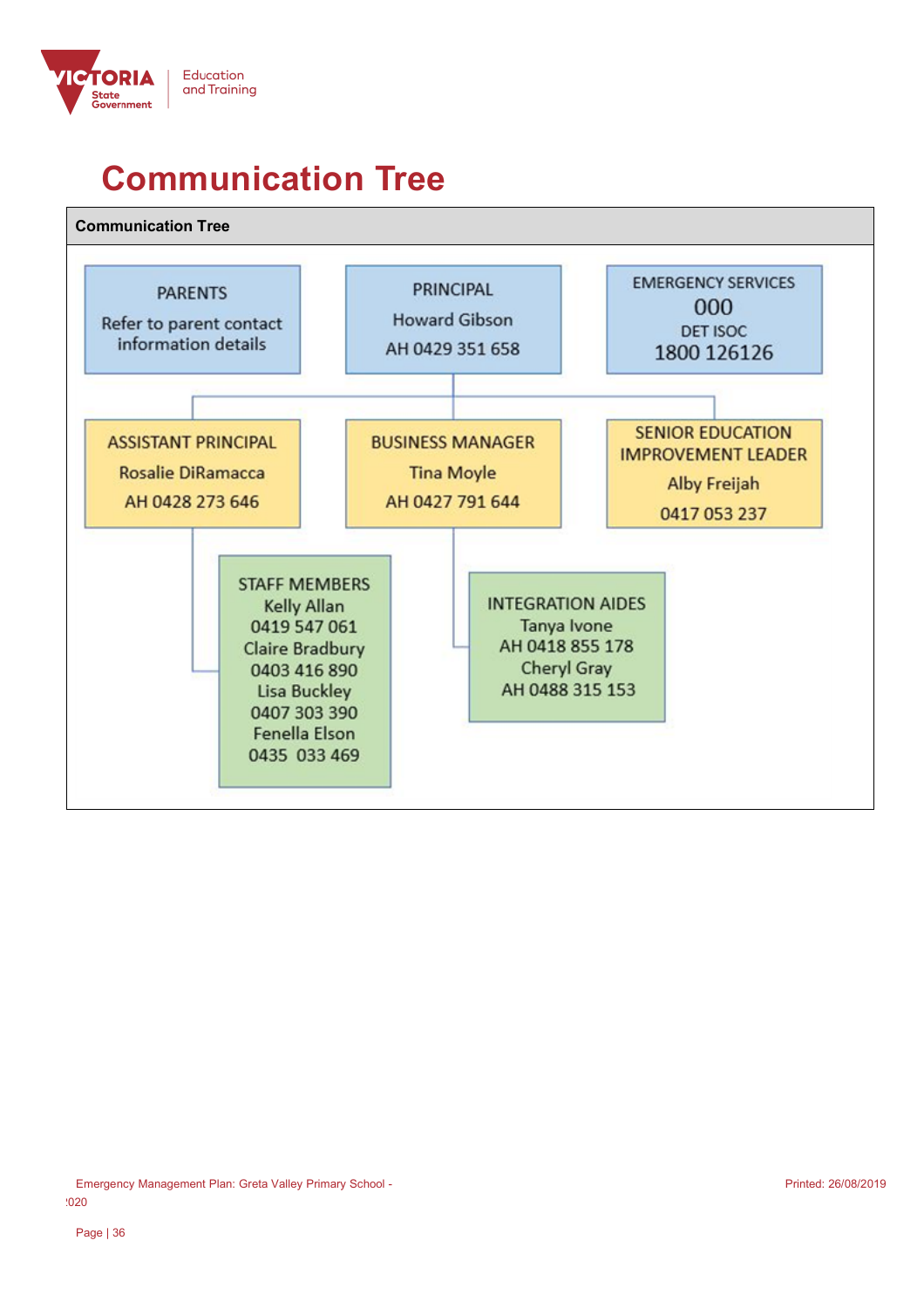# Communication Tree

**Communication Tree**

**PARENTS**
Refer to parent contact information details

**PRINCIPAL**
Howard Gibson
AH 0429 351 658

**EMERGENCY SERVICES**
000
DET ISOC
1800 126126

**ASSISTANT PRINCIPAL**
Rosalie DiRamacca
AH 0428 273 646

**BUSINESS MANAGER**
Tina Moyle
AH 0427 791 644

**SENIOR EDUCATION IMPROVEMENT LEADER**
Alby Freijah
0417 053 237

**STAFF MEMBERS**
Kelly Allan
0419 547 061
Claire Bradbury
0403 416 890
Lisa Buckley
0407 303 390
Fenella Elson
0435 033 469

**INTEGRATION AIDES**
Tanya Ivone
AH 0418 855 178
Cheryl Gray
AH 0488 315 153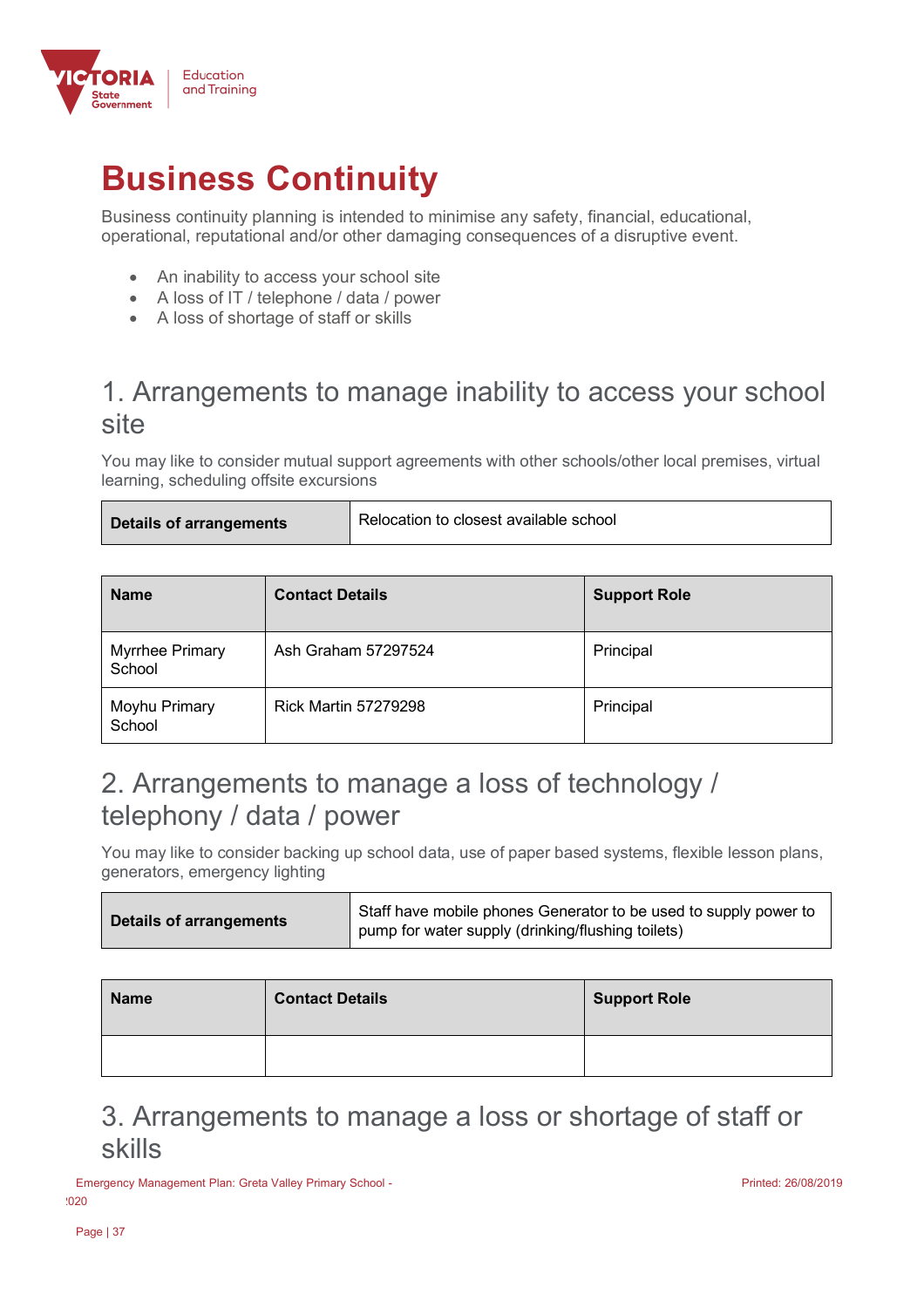# Business Continuity

Business continuity planning is intended to minimise any safety, financial, educational, operational, reputational and/or other damaging consequences of a disruptive event.

- An inability to access your school site
- A loss of IT / telephone / data / power
- A loss of shortage of staff or skills

## 1. Arrangements to manage inability to access your school site

You may like to consider mutual support agreements with other schools/other local premises, virtual learning, scheduling offsite excursions

| **Details of arrangements** | Relocation to closest available school |
|---|---|

| Name | Contact Details | Support Role |
|---|---|---|
| Myrrhee Primary School | Ash Graham 57297524 | Principal |
| Moyhu Primary School | Rick Martin 57279298 | Principal |

## 2. Arrangements to manage a loss of technology / telephony / data / power

You may like to consider backing up school data, use of paper based systems, flexible lesson plans, generators, emergency lighting

| **Details of arrangements** | Staff have mobile phones Generator to be used to supply power to pump for water supply (drinking/flushing toilets) |
|---|---|

| Name | Contact Details | Support Role |
|---|---|---|
| | | |

## 3. Arrangements to manage a loss or shortage of staff or skills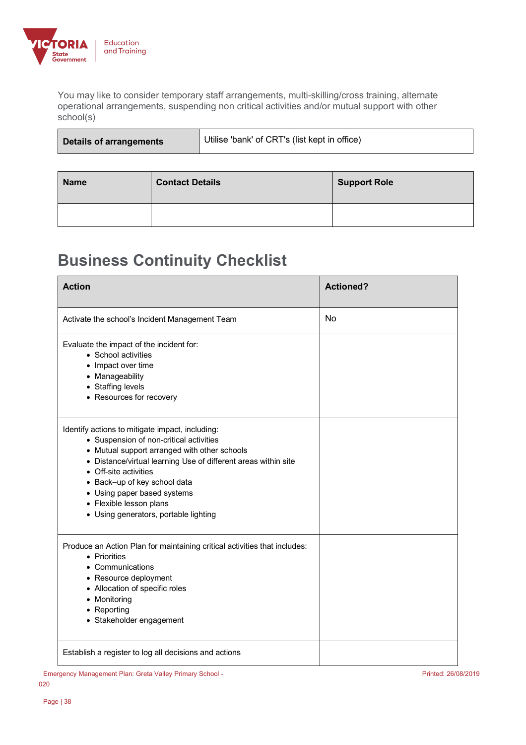You may like to consider temporary staff arrangements, multi-skilling/cross training, alternate operational arrangements, suspending non critical activities and/or mutual support with other school(s)

| **Details of arrangements** | Utilise 'bank' of CRT's (list kept in office) |
|---|---|

| Name | Contact Details | Support Role |
|---|---|---|
| | | |

# Business Continuity Checklist

| Action | Actioned? |
|---|---|
| Activate the school's Incident Management Team | No |
| Evaluate the impact of the incident for:<br>• School activities<br>• Impact over time<br>• Manageability<br>• Staffing levels<br>• Resources for recovery | |
| Identify actions to mitigate impact, including:<br>• Suspension of non-critical activities<br>• Mutual support arranged with other schools<br>• Distance/virtual learning Use of different areas within site<br>• Off-site activities<br>• Back–up of key school data<br>• Using paper based systems<br>• Flexible lesson plans<br>• Using generators, portable lighting | |
| Produce an Action Plan for maintaining critical activities that includes:<br>• Priorities<br>• Communications<br>• Resource deployment<br>• Allocation of specific roles<br>• Monitoring<br>• Reporting<br>• Stakeholder engagement | |
| Establish a register to log all decisions and actions | |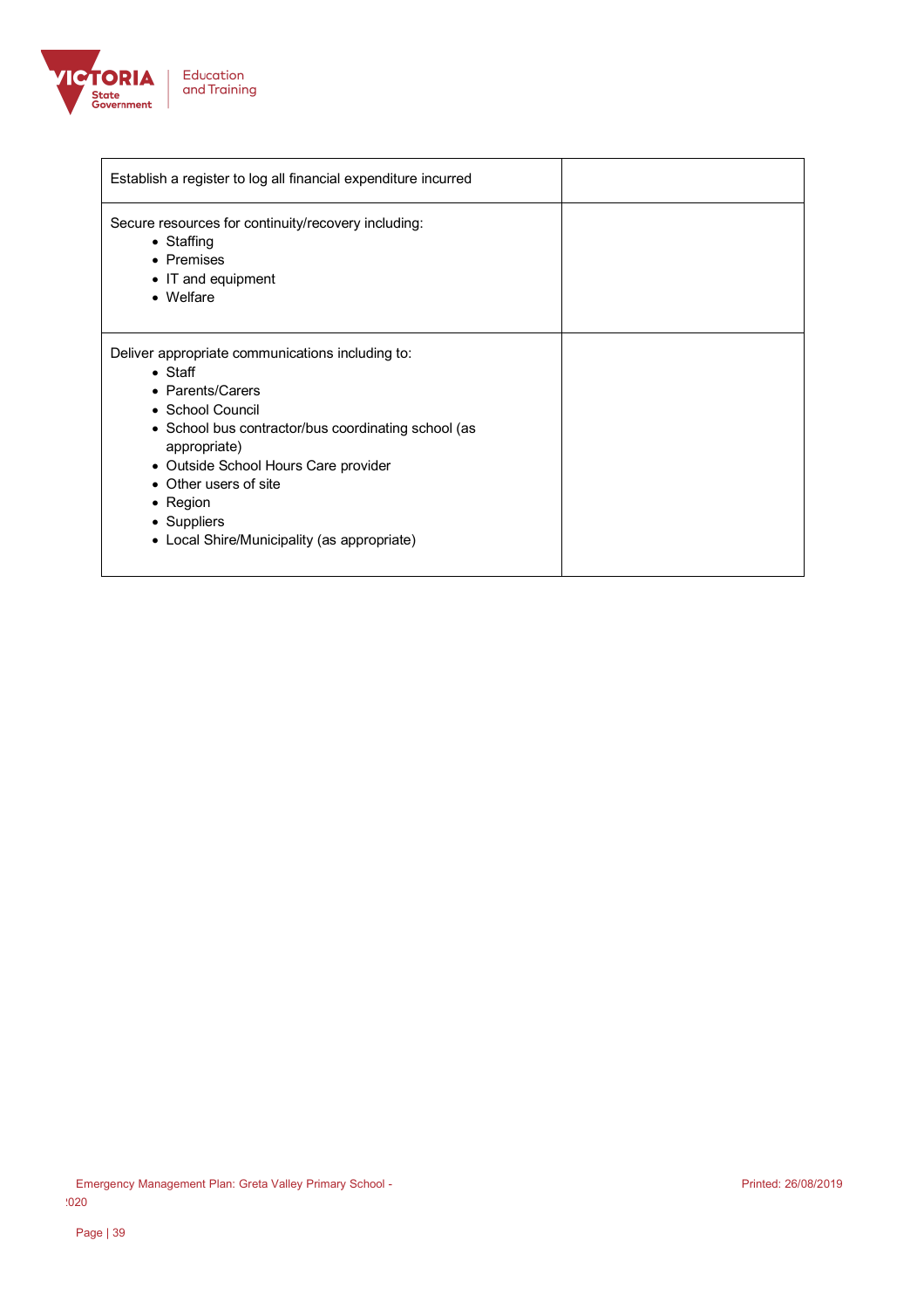| | |
|---|---|
| Establish a register to log all financial expenditure incurred | |
| Secure resources for continuity/recovery including:<br>• Staffing<br>• Premises<br>• IT and equipment<br>• Welfare | |
| Deliver appropriate communications including to:<br>• Staff<br>• Parents/Carers<br>• School Council<br>• School bus contractor/bus coordinating school (as appropriate)<br>• Outside School Hours Care provider<br>• Other users of site<br>• Region<br>• Suppliers<br>• Local Shire/Municipality (as appropriate) | |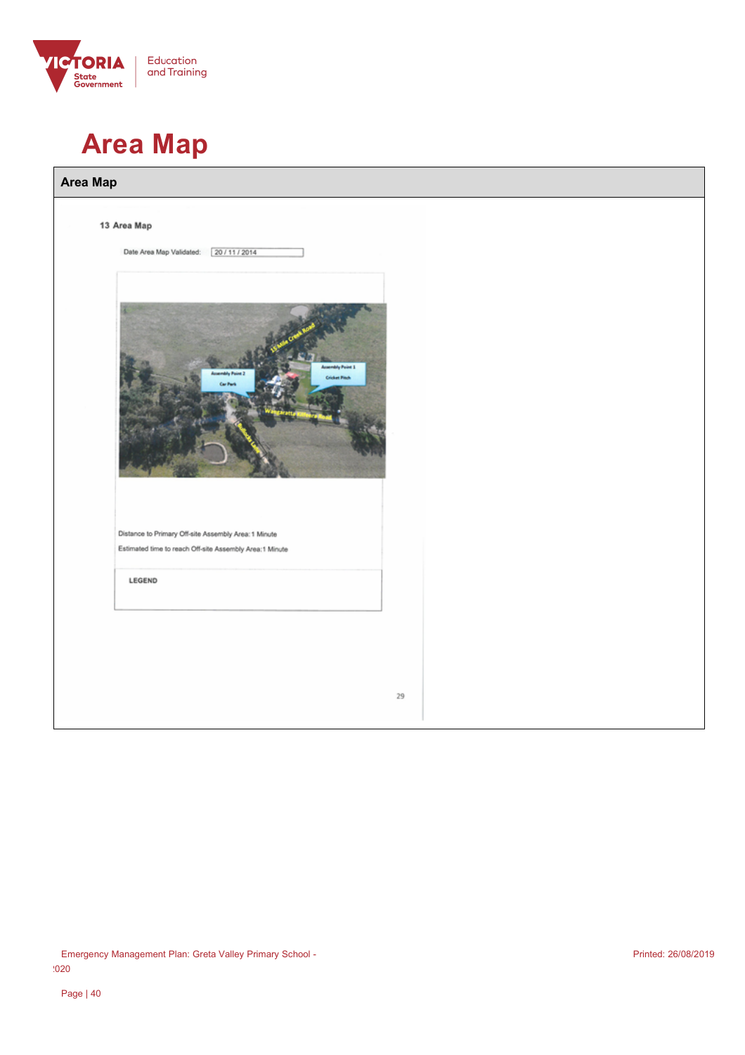# Area Map

## Area Map

13 Area Map

Date Area Map Validated: 20 / 11 / 2014

Distance to Primary Off-site Assembly Area: 1 Minute

Estimated time to reach Off-site Assembly Area: 1 Minute

LEGEND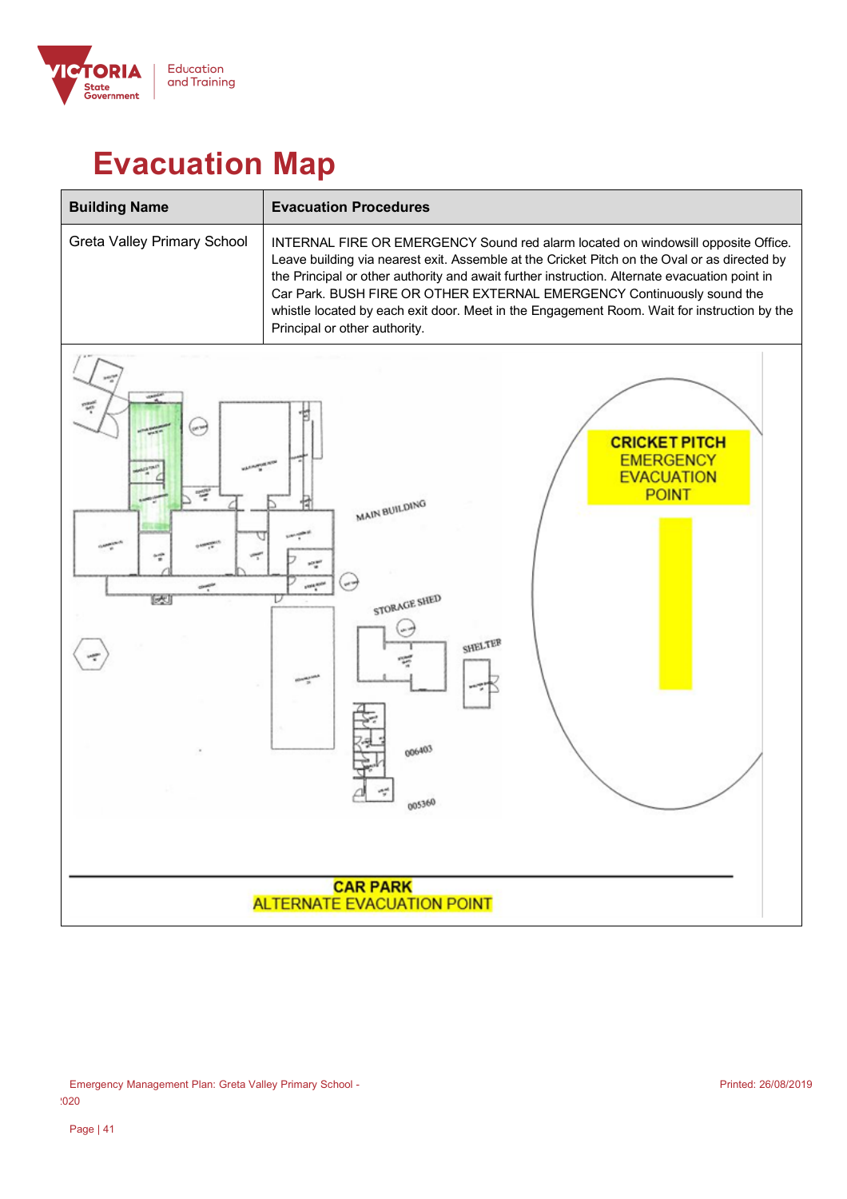# Evacuation Map

| Building Name | Evacuation Procedures |
|---|---|
| Greta Valley Primary School | INTERNAL FIRE OR EMERGENCY Sound red alarm located on windowsill opposite Office. Leave building via nearest exit. Assemble at the Cricket Pitch on the Oval or as directed by the Principal or other authority and await further instruction. Alternate evacuation point in Car Park. BUSH FIRE OR OTHER EXTERNAL EMERGENCY Continuously sound the whistle located by each exit door. Meet in the Engagement Room. Wait for instruction by the Principal or other authority. |

MAIN BUILDING

STORAGE SHED

SHELTER

006403

005360

CRICKET PITCH
EMERGENCY
EVACUATION
POINT

CAR PARK
ALTERNATE EVACUATION POINT